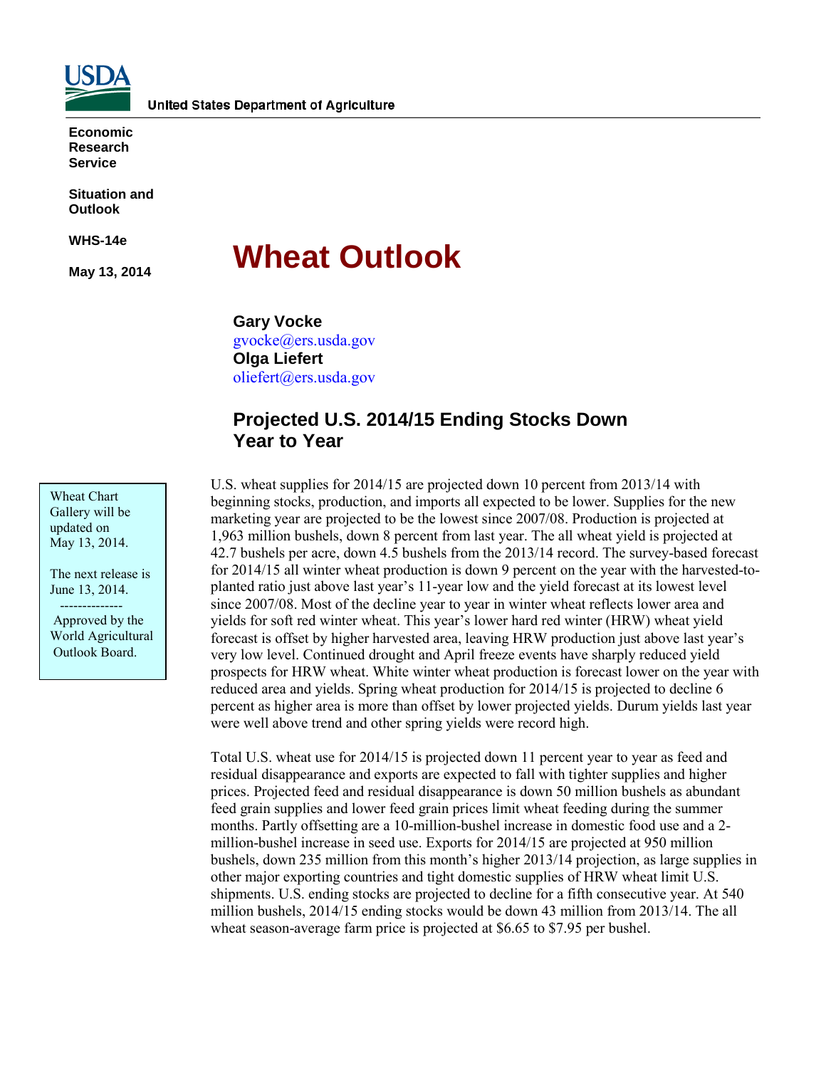United States Department of Agriculture

**Economic Research Service**

**Situation and Outlook**

**WHS-14e**

**May 13, 2014**

# Wheat Outlook

**Gary Vocke**
gvocke@ers.usda.gov
**Olga Liefert**
oliefert@ers.usda.gov

## Projected U.S. 2014/15 Ending Stocks Down Year to Year

Wheat Chart Gallery will be updated on May 13, 2014.

The next release is June 13, 2014.

--------------

Approved by the World Agricultural Outlook Board.

U.S. wheat supplies for 2014/15 are projected down 10 percent from 2013/14 with beginning stocks, production, and imports all expected to be lower. Supplies for the new marketing year are projected to be the lowest since 2007/08. Production is projected at 1,963 million bushels, down 8 percent from last year. The all wheat yield is projected at 42.7 bushels per acre, down 4.5 bushels from the 2013/14 record. The survey-based forecast for 2014/15 all winter wheat production is down 9 percent on the year with the harvested-to-planted ratio just above last year's 11-year low and the yield forecast at its lowest level since 2007/08. Most of the decline year to year in winter wheat reflects lower area and yields for soft red winter wheat. This year's lower hard red winter (HRW) wheat yield forecast is offset by higher harvested area, leaving HRW production just above last year's very low level. Continued drought and April freeze events have sharply reduced yield prospects for HRW wheat. White winter wheat production is forecast lower on the year with reduced area and yields. Spring wheat production for 2014/15 is projected to decline 6 percent as higher area is more than offset by lower projected yields. Durum yields last year were well above trend and other spring yields were record high.

Total U.S. wheat use for 2014/15 is projected down 11 percent year to year as feed and residual disappearance and exports are expected to fall with tighter supplies and higher prices. Projected feed and residual disappearance is down 50 million bushels as abundant feed grain supplies and lower feed grain prices limit wheat feeding during the summer months. Partly offsetting are a 10-million-bushel increase in domestic food use and a 2-million-bushel increase in seed use. Exports for 2014/15 are projected at 950 million bushels, down 235 million from this month's higher 2013/14 projection, as large supplies in other major exporting countries and tight domestic supplies of HRW wheat limit U.S. shipments. U.S. ending stocks are projected to decline for a fifth consecutive year. At 540 million bushels, 2014/15 ending stocks would be down 43 million from 2013/14. The all wheat season-average farm price is projected at $6.65 to $7.95 per bushel.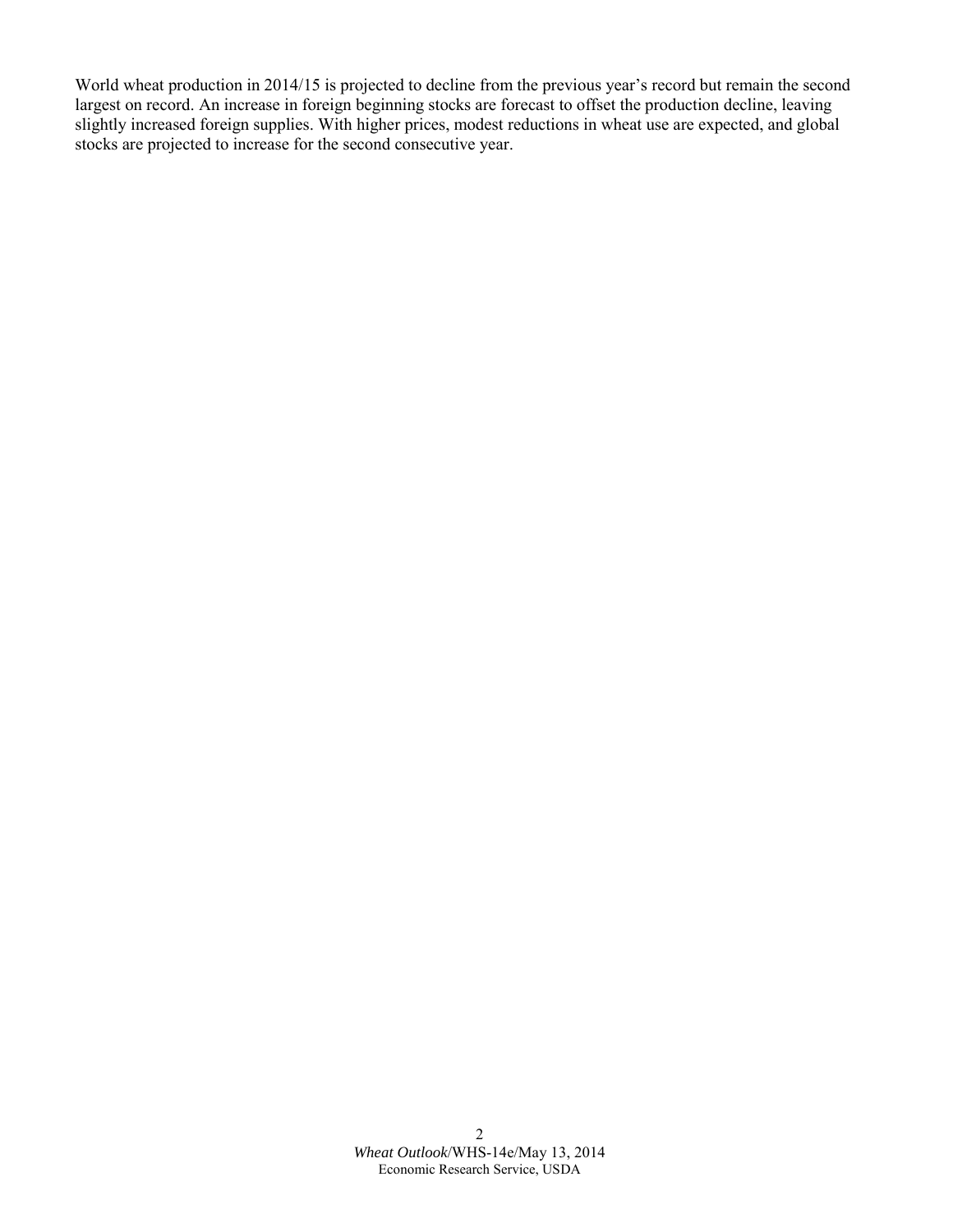World wheat production in 2014/15 is projected to decline from the previous year's record but remain the second largest on record. An increase in foreign beginning stocks are forecast to offset the production decline, leaving slightly increased foreign supplies. With higher prices, modest reductions in wheat use are expected, and global stocks are projected to increase for the second consecutive year.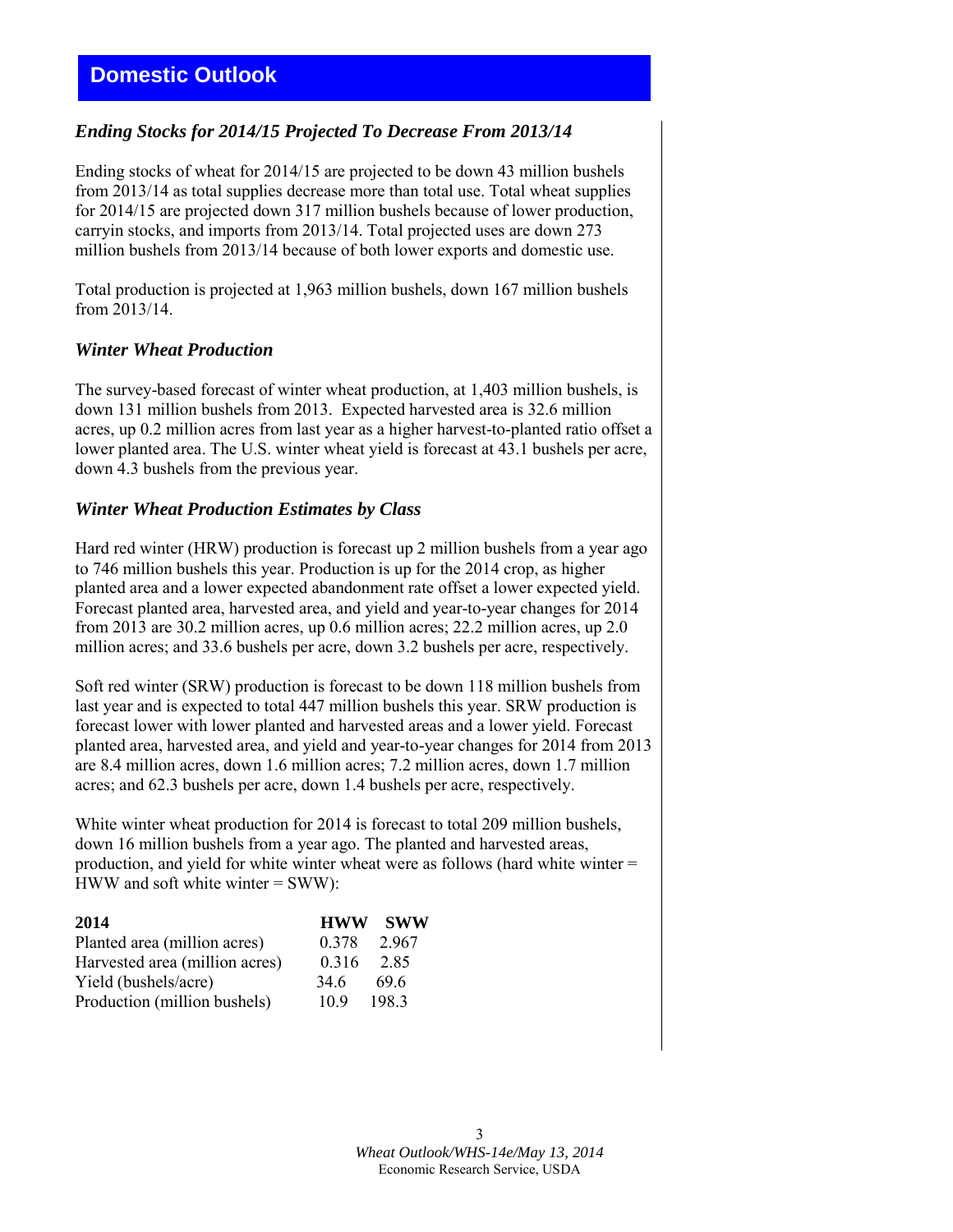# Domestic Outlook

### *Ending Stocks for 2014/15 Projected To Decrease From 2013/14*

Ending stocks of wheat for 2014/15 are projected to be down 43 million bushels from 2013/14 as total supplies decrease more than total use. Total wheat supplies for 2014/15 are projected down 317 million bushels because of lower production, carryin stocks, and imports from 2013/14. Total projected uses are down 273 million bushels from 2013/14 because of both lower exports and domestic use.

Total production is projected at 1,963 million bushels, down 167 million bushels from 2013/14.

### *Winter Wheat Production*

The survey-based forecast of winter wheat production, at 1,403 million bushels, is down 131 million bushels from 2013. Expected harvested area is 32.6 million acres, up 0.2 million acres from last year as a higher harvest-to-planted ratio offset a lower planted area. The U.S. winter wheat yield is forecast at 43.1 bushels per acre, down 4.3 bushels from the previous year.

### *Winter Wheat Production Estimates by Class*

Hard red winter (HRW) production is forecast up 2 million bushels from a year ago to 746 million bushels this year. Production is up for the 2014 crop, as higher planted area and a lower expected abandonment rate offset a lower expected yield. Forecast planted area, harvested area, and yield and year-to-year changes for 2014 from 2013 are 30.2 million acres, up 0.6 million acres; 22.2 million acres, up 2.0 million acres; and 33.6 bushels per acre, down 3.2 bushels per acre, respectively.

Soft red winter (SRW) production is forecast to be down 118 million bushels from last year and is expected to total 447 million bushels this year. SRW production is forecast lower with lower planted and harvested areas and a lower yield. Forecast planted area, harvested area, and yield and year-to-year changes for 2014 from 2013 are 8.4 million acres, down 1.6 million acres; 7.2 million acres, down 1.7 million acres; and 62.3 bushels per acre, down 1.4 bushels per acre, respectively.

White winter wheat production for 2014 is forecast to total 209 million bushels, down 16 million bushels from a year ago. The planted and harvested areas, production, and yield for white winter wheat were as follows (hard white winter = HWW and soft white winter = SWW):

| **2014** | **HWW** | **SWW** |
|---|---|---|
| Planted area (million acres) | 0.378 | 2.967 |
| Harvested area (million acres) | 0.316 | 2.85 |
| Yield (bushels/acre) | 34.6 | 69.6 |
| Production (million bushels) | 10.9 | 198.3 |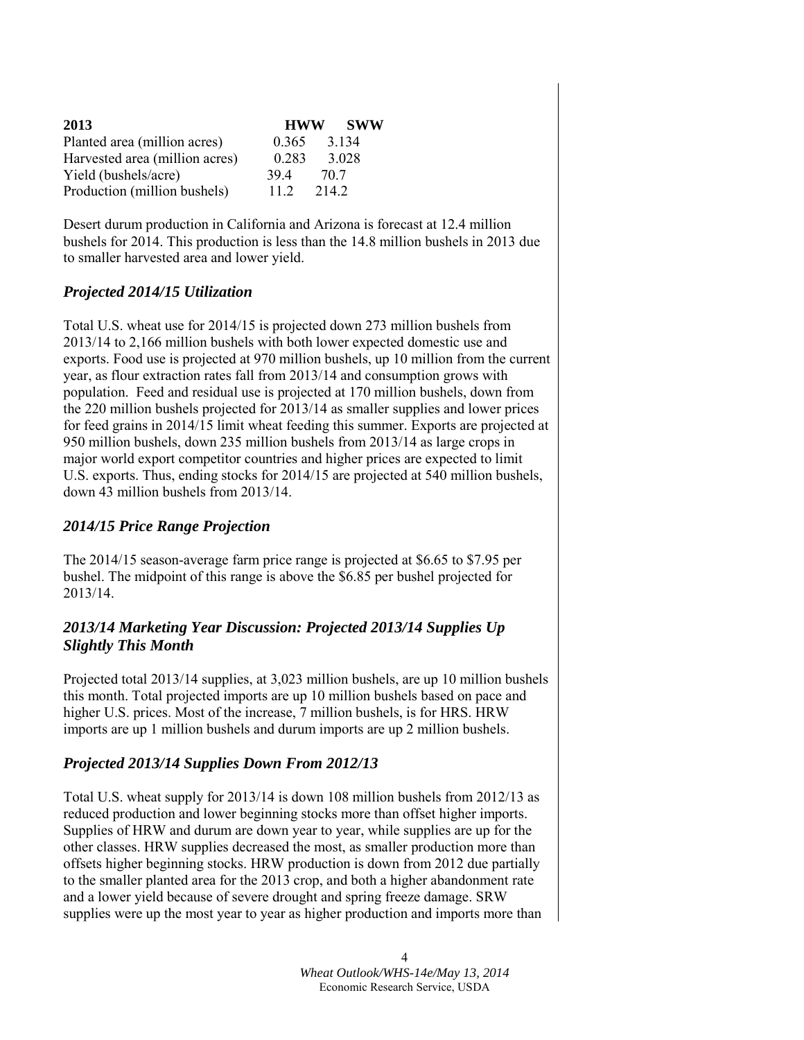| 2013 | HWW | SWW |
|---|---|---|
| Planted area (million acres) | 0.365 | 3.134 |
| Harvested area (million acres) | 0.283 | 3.028 |
| Yield (bushels/acre) | 39.4 | 70.7 |
| Production (million bushels) | 11.2 | 214.2 |

Desert durum production in California and Arizona is forecast at 12.4 million bushels for 2014. This production is less than the 14.8 million bushels in 2013 due to smaller harvested area and lower yield.

### *Projected 2014/15 Utilization*

Total U.S. wheat use for 2014/15 is projected down 273 million bushels from 2013/14 to 2,166 million bushels with both lower expected domestic use and exports. Food use is projected at 970 million bushels, up 10 million from the current year, as flour extraction rates fall from 2013/14 and consumption grows with population. Feed and residual use is projected at 170 million bushels, down from the 220 million bushels projected for 2013/14 as smaller supplies and lower prices for feed grains in 2014/15 limit wheat feeding this summer. Exports are projected at 950 million bushels, down 235 million bushels from 2013/14 as large crops in major world export competitor countries and higher prices are expected to limit U.S. exports. Thus, ending stocks for 2014/15 are projected at 540 million bushels, down 43 million bushels from 2013/14.

### *2014/15 Price Range Projection*

The 2014/15 season-average farm price range is projected at $6.65 to $7.95 per bushel. The midpoint of this range is above the $6.85 per bushel projected for 2013/14.

### *2013/14 Marketing Year Discussion: Projected 2013/14 Supplies Up Slightly This Month*

Projected total 2013/14 supplies, at 3,023 million bushels, are up 10 million bushels this month. Total projected imports are up 10 million bushels based on pace and higher U.S. prices. Most of the increase, 7 million bushels, is for HRS. HRW imports are up 1 million bushels and durum imports are up 2 million bushels.

### *Projected 2013/14 Supplies Down From 2012/13*

Total U.S. wheat supply for 2013/14 is down 108 million bushels from 2012/13 as reduced production and lower beginning stocks more than offset higher imports. Supplies of HRW and durum are down year to year, while supplies are up for the other classes. HRW supplies decreased the most, as smaller production more than offsets higher beginning stocks. HRW production is down from 2012 due partially to the smaller planted area for the 2013 crop, and both a higher abandonment rate and a lower yield because of severe drought and spring freeze damage. SRW supplies were up the most year to year as higher production and imports more than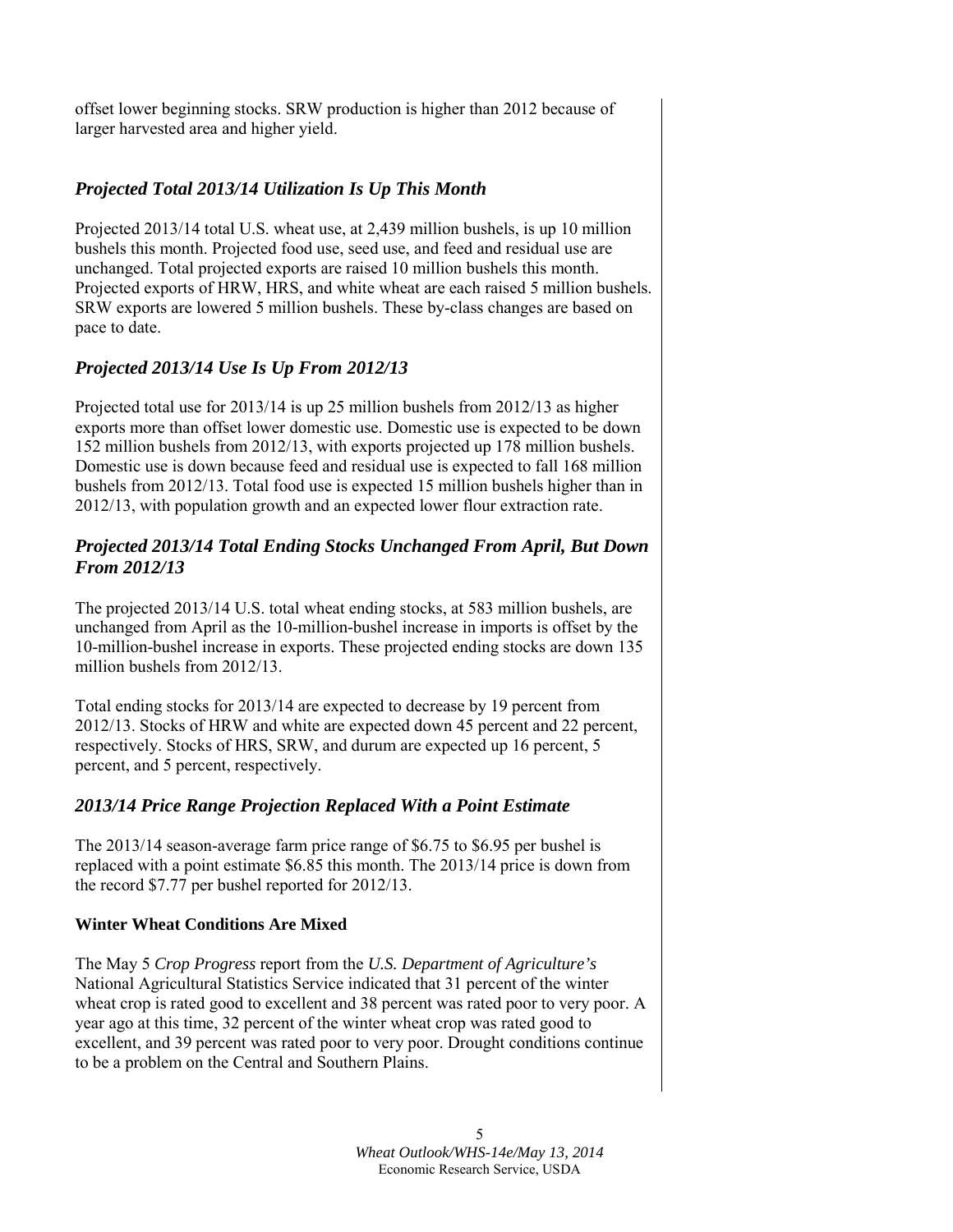offset lower beginning stocks. SRW production is higher than 2012 because of larger harvested area and higher yield.

## *Projected Total 2013/14 Utilization Is Up This Month*

Projected 2013/14 total U.S. wheat use, at 2,439 million bushels, is up 10 million bushels this month. Projected food use, seed use, and feed and residual use are unchanged. Total projected exports are raised 10 million bushels this month. Projected exports of HRW, HRS, and white wheat are each raised 5 million bushels. SRW exports are lowered 5 million bushels. These by-class changes are based on pace to date.

## *Projected 2013/14 Use Is Up From 2012/13*

Projected total use for 2013/14 is up 25 million bushels from 2012/13 as higher exports more than offset lower domestic use. Domestic use is expected to be down 152 million bushels from 2012/13, with exports projected up 178 million bushels. Domestic use is down because feed and residual use is expected to fall 168 million bushels from 2012/13. Total food use is expected 15 million bushels higher than in 2012/13, with population growth and an expected lower flour extraction rate.

## *Projected 2013/14 Total Ending Stocks Unchanged From April, But Down From 2012/13*

The projected 2013/14 U.S. total wheat ending stocks, at 583 million bushels, are unchanged from April as the 10-million-bushel increase in imports is offset by the 10-million-bushel increase in exports. These projected ending stocks are down 135 million bushels from 2012/13.

Total ending stocks for 2013/14 are expected to decrease by 19 percent from 2012/13. Stocks of HRW and white are expected down 45 percent and 22 percent, respectively. Stocks of HRS, SRW, and durum are expected up 16 percent, 5 percent, and 5 percent, respectively.

## *2013/14 Price Range Projection Replaced With a Point Estimate*

The 2013/14 season-average farm price range of $6.75 to $6.95 per bushel is replaced with a point estimate $6.85 this month. The 2013/14 price is down from the record $7.77 per bushel reported for 2012/13.

### **Winter Wheat Conditions Are Mixed**

The May 5 *Crop Progress* report from the *U.S. Department of Agriculture's* National Agricultural Statistics Service indicated that 31 percent of the winter wheat crop is rated good to excellent and 38 percent was rated poor to very poor. A year ago at this time, 32 percent of the winter wheat crop was rated good to excellent, and 39 percent was rated poor to very poor. Drought conditions continue to be a problem on the Central and Southern Plains.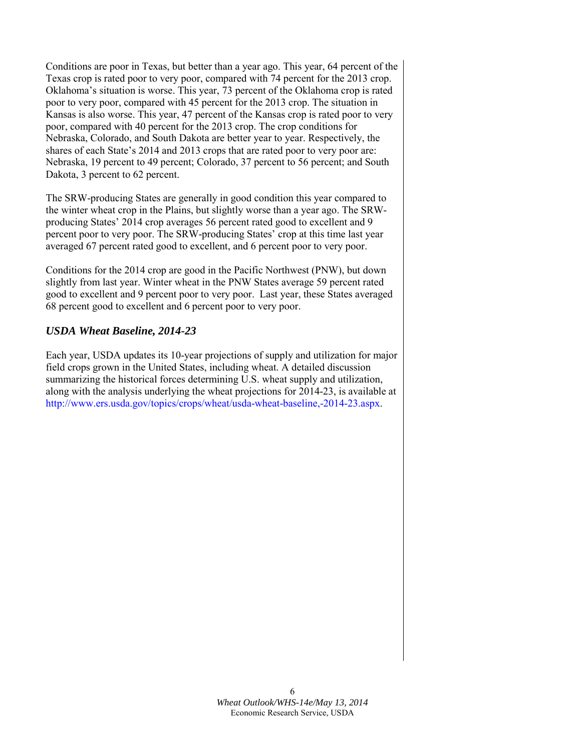Conditions are poor in Texas, but better than a year ago. This year, 64 percent of the Texas crop is rated poor to very poor, compared with 74 percent for the 2013 crop. Oklahoma's situation is worse. This year, 73 percent of the Oklahoma crop is rated poor to very poor, compared with 45 percent for the 2013 crop. The situation in Kansas is also worse. This year, 47 percent of the Kansas crop is rated poor to very poor, compared with 40 percent for the 2013 crop. The crop conditions for Nebraska, Colorado, and South Dakota are better year to year. Respectively, the shares of each State's 2014 and 2013 crops that are rated poor to very poor are: Nebraska, 19 percent to 49 percent; Colorado, 37 percent to 56 percent; and South Dakota, 3 percent to 62 percent.

The SRW-producing States are generally in good condition this year compared to the winter wheat crop in the Plains, but slightly worse than a year ago. The SRW-producing States' 2014 crop averages 56 percent rated good to excellent and 9 percent poor to very poor. The SRW-producing States' crop at this time last year averaged 67 percent rated good to excellent, and 6 percent poor to very poor.

Conditions for the 2014 crop are good in the Pacific Northwest (PNW), but down slightly from last year. Winter wheat in the PNW States average 59 percent rated good to excellent and 9 percent poor to very poor. Last year, these States averaged 68 percent good to excellent and 6 percent poor to very poor.

### *USDA Wheat Baseline, 2014-23*

Each year, USDA updates its 10-year projections of supply and utilization for major field crops grown in the United States, including wheat. A detailed discussion summarizing the historical forces determining U.S. wheat supply and utilization, along with the analysis underlying the wheat projections for 2014-23, is available at http://www.ers.usda.gov/topics/crops/wheat/usda-wheat-baseline,-2014-23.aspx.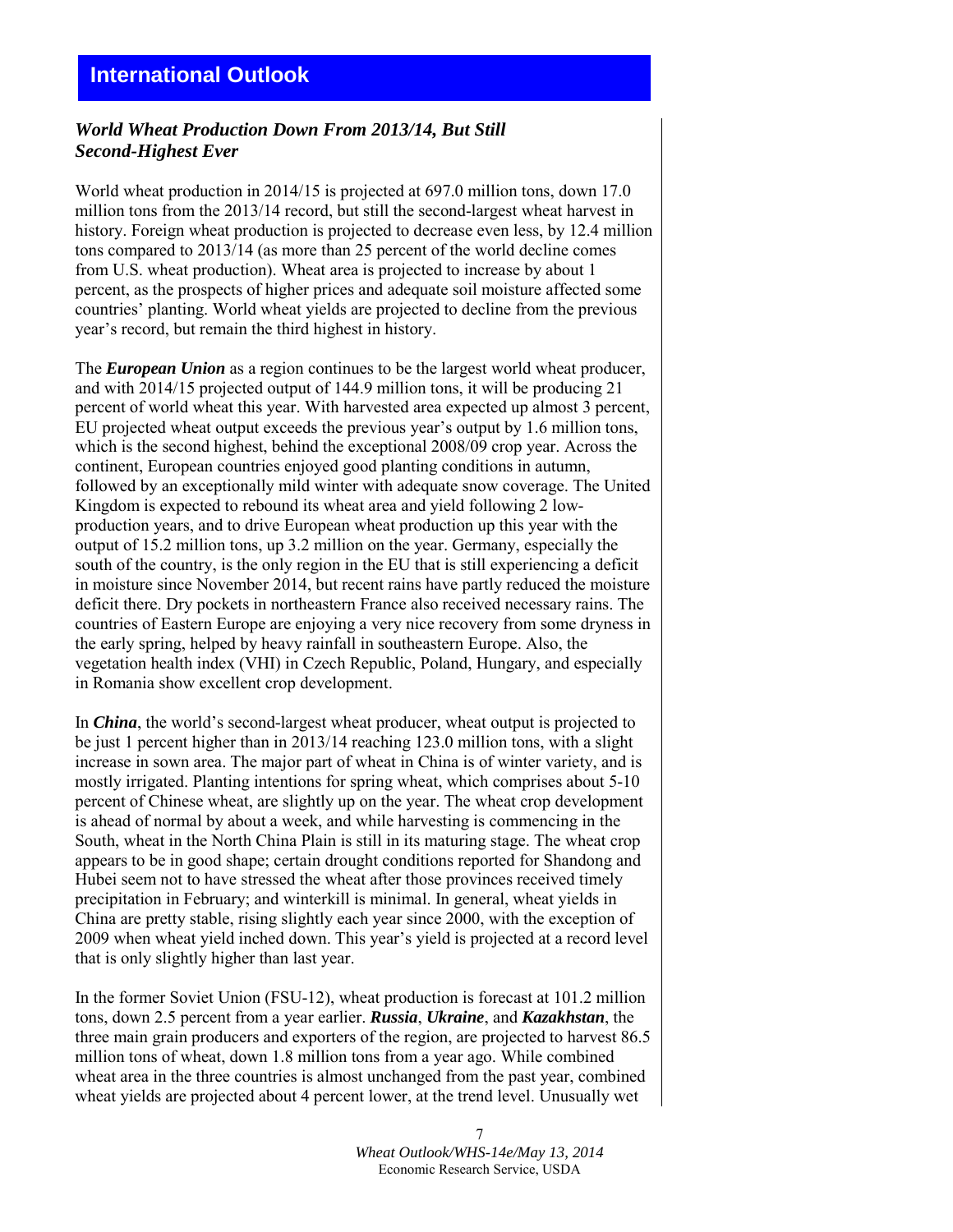## International Outlook

### *World Wheat Production Down From 2013/14, But Still Second-Highest Ever*

World wheat production in 2014/15 is projected at 697.0 million tons, down 17.0 million tons from the 2013/14 record, but still the second-largest wheat harvest in history. Foreign wheat production is projected to decrease even less, by 12.4 million tons compared to 2013/14 (as more than 25 percent of the world decline comes from U.S. wheat production). Wheat area is projected to increase by about 1 percent, as the prospects of higher prices and adequate soil moisture affected some countries' planting. World wheat yields are projected to decline from the previous year's record, but remain the third highest in history.

The ***European Union*** as a region continues to be the largest world wheat producer, and with 2014/15 projected output of 144.9 million tons, it will be producing 21 percent of world wheat this year. With harvested area expected up almost 3 percent, EU projected wheat output exceeds the previous year's output by 1.6 million tons, which is the second highest, behind the exceptional 2008/09 crop year. Across the continent, European countries enjoyed good planting conditions in autumn, followed by an exceptionally mild winter with adequate snow coverage. The United Kingdom is expected to rebound its wheat area and yield following 2 low-production years, and to drive European wheat production up this year with the output of 15.2 million tons, up 3.2 million on the year. Germany, especially the south of the country, is the only region in the EU that is still experiencing a deficit in moisture since November 2014, but recent rains have partly reduced the moisture deficit there. Dry pockets in northeastern France also received necessary rains. The countries of Eastern Europe are enjoying a very nice recovery from some dryness in the early spring, helped by heavy rainfall in southeastern Europe. Also, the vegetation health index (VHI) in Czech Republic, Poland, Hungary, and especially in Romania show excellent crop development.

In ***China***, the world's second-largest wheat producer, wheat output is projected to be just 1 percent higher than in 2013/14 reaching 123.0 million tons, with a slight increase in sown area. The major part of wheat in China is of winter variety, and is mostly irrigated. Planting intentions for spring wheat, which comprises about 5-10 percent of Chinese wheat, are slightly up on the year. The wheat crop development is ahead of normal by about a week, and while harvesting is commencing in the South, wheat in the North China Plain is still in its maturing stage. The wheat crop appears to be in good shape; certain drought conditions reported for Shandong and Hubei seem not to have stressed the wheat after those provinces received timely precipitation in February; and winterkill is minimal. In general, wheat yields in China are pretty stable, rising slightly each year since 2000, with the exception of 2009 when wheat yield inched down. This year's yield is projected at a record level that is only slightly higher than last year.

In the former Soviet Union (FSU-12), wheat production is forecast at 101.2 million tons, down 2.5 percent from a year earlier. ***Russia***, ***Ukraine***, and ***Kazakhstan***, the three main grain producers and exporters of the region, are projected to harvest 86.5 million tons of wheat, down 1.8 million tons from a year ago. While combined wheat area in the three countries is almost unchanged from the past year, combined wheat yields are projected about 4 percent lower, at the trend level. Unusually wet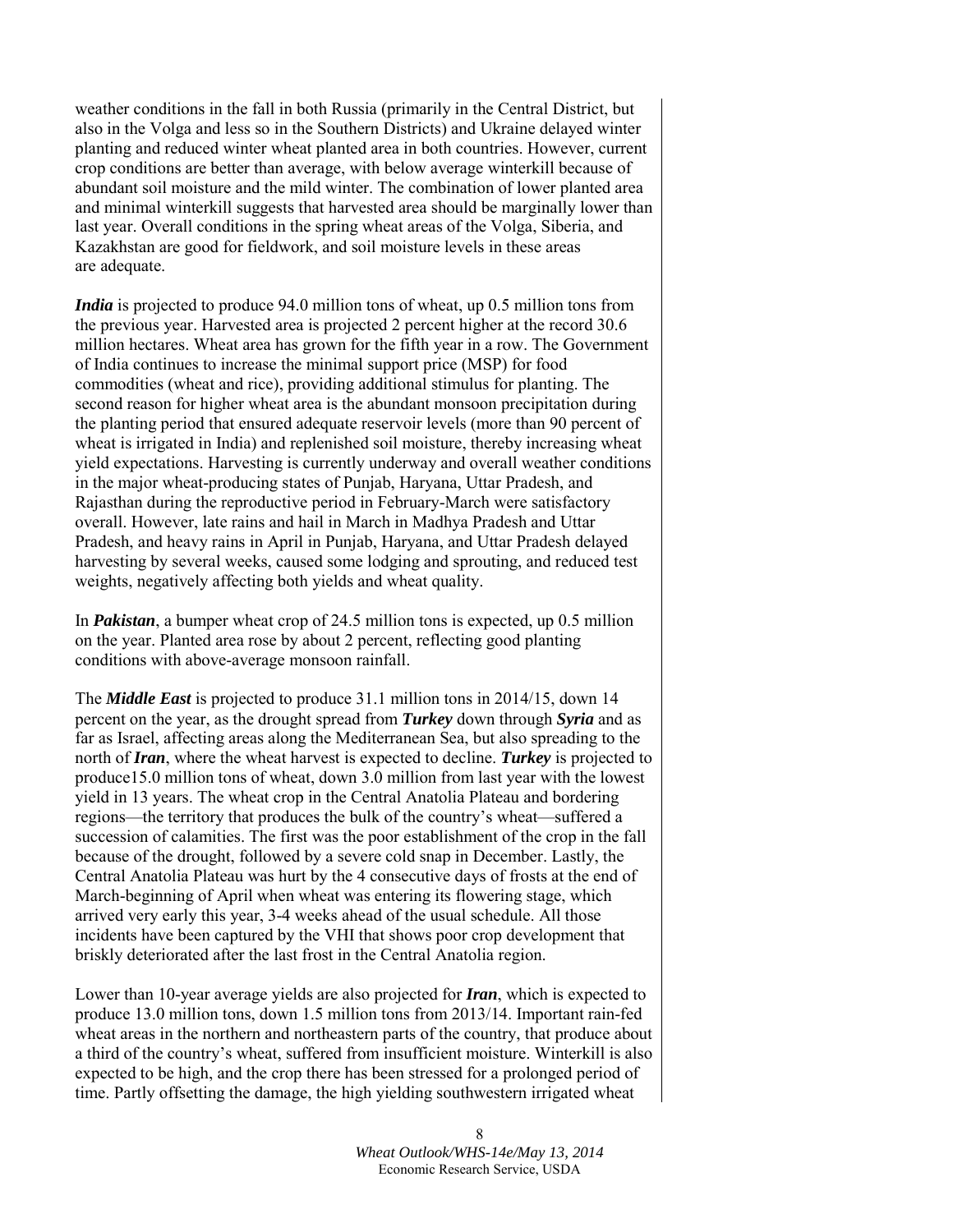weather conditions in the fall in both Russia (primarily in the Central District, but also in the Volga and less so in the Southern Districts) and Ukraine delayed winter planting and reduced winter wheat planted area in both countries. However, current crop conditions are better than average, with below average winterkill because of abundant soil moisture and the mild winter. The combination of lower planted area and minimal winterkill suggests that harvested area should be marginally lower than last year. Overall conditions in the spring wheat areas of the Volga, Siberia, and Kazakhstan are good for fieldwork, and soil moisture levels in these areas are adequate.

***India*** is projected to produce 94.0 million tons of wheat, up 0.5 million tons from the previous year. Harvested area is projected 2 percent higher at the record 30.6 million hectares. Wheat area has grown for the fifth year in a row. The Government of India continues to increase the minimal support price (MSP) for food commodities (wheat and rice), providing additional stimulus for planting. The second reason for higher wheat area is the abundant monsoon precipitation during the planting period that ensured adequate reservoir levels (more than 90 percent of wheat is irrigated in India) and replenished soil moisture, thereby increasing wheat yield expectations. Harvesting is currently underway and overall weather conditions in the major wheat-producing states of Punjab, Haryana, Uttar Pradesh, and Rajasthan during the reproductive period in February-March were satisfactory overall. However, late rains and hail in March in Madhya Pradesh and Uttar Pradesh, and heavy rains in April in Punjab, Haryana, and Uttar Pradesh delayed harvesting by several weeks, caused some lodging and sprouting, and reduced test weights, negatively affecting both yields and wheat quality.

In ***Pakistan***, a bumper wheat crop of 24.5 million tons is expected, up 0.5 million on the year. Planted area rose by about 2 percent, reflecting good planting conditions with above-average monsoon rainfall.

The ***Middle East*** is projected to produce 31.1 million tons in 2014/15, down 14 percent on the year, as the drought spread from ***Turkey*** down through ***Syria*** and as far as Israel, affecting areas along the Mediterranean Sea, but also spreading to the north of ***Iran***, where the wheat harvest is expected to decline. ***Turkey*** is projected to produce15.0 million tons of wheat, down 3.0 million from last year with the lowest yield in 13 years. The wheat crop in the Central Anatolia Plateau and bordering regions—the territory that produces the bulk of the country's wheat—suffered a succession of calamities. The first was the poor establishment of the crop in the fall because of the drought, followed by a severe cold snap in December. Lastly, the Central Anatolia Plateau was hurt by the 4 consecutive days of frosts at the end of March-beginning of April when wheat was entering its flowering stage, which arrived very early this year, 3-4 weeks ahead of the usual schedule. All those incidents have been captured by the VHI that shows poor crop development that briskly deteriorated after the last frost in the Central Anatolia region.

Lower than 10-year average yields are also projected for ***Iran***, which is expected to produce 13.0 million tons, down 1.5 million tons from 2013/14. Important rain-fed wheat areas in the northern and northeastern parts of the country, that produce about a third of the country's wheat, suffered from insufficient moisture. Winterkill is also expected to be high, and the crop there has been stressed for a prolonged period of time. Partly offsetting the damage, the high yielding southwestern irrigated wheat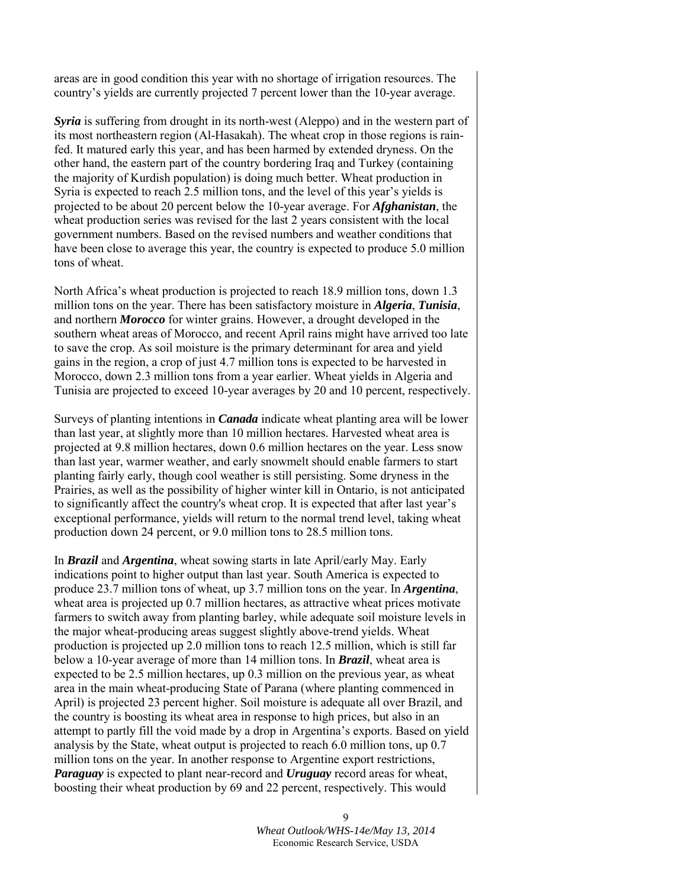areas are in good condition this year with no shortage of irrigation resources. The country's yields are currently projected 7 percent lower than the 10-year average.

***Syria*** is suffering from drought in its north-west (Aleppo) and in the western part of its most northeastern region (Al-Hasakah). The wheat crop in those regions is rain-fed. It matured early this year, and has been harmed by extended dryness. On the other hand, the eastern part of the country bordering Iraq and Turkey (containing the majority of Kurdish population) is doing much better. Wheat production in Syria is expected to reach 2.5 million tons, and the level of this year's yields is projected to be about 20 percent below the 10-year average. For ***Afghanistan***, the wheat production series was revised for the last 2 years consistent with the local government numbers. Based on the revised numbers and weather conditions that have been close to average this year, the country is expected to produce 5.0 million tons of wheat.

North Africa's wheat production is projected to reach 18.9 million tons, down 1.3 million tons on the year. There has been satisfactory moisture in ***Algeria***, ***Tunisia***, and northern ***Morocco*** for winter grains. However, a drought developed in the southern wheat areas of Morocco, and recent April rains might have arrived too late to save the crop. As soil moisture is the primary determinant for area and yield gains in the region, a crop of just 4.7 million tons is expected to be harvested in Morocco, down 2.3 million tons from a year earlier. Wheat yields in Algeria and Tunisia are projected to exceed 10-year averages by 20 and 10 percent, respectively.

Surveys of planting intentions in ***Canada*** indicate wheat planting area will be lower than last year, at slightly more than 10 million hectares. Harvested wheat area is projected at 9.8 million hectares, down 0.6 million hectares on the year. Less snow than last year, warmer weather, and early snowmelt should enable farmers to start planting fairly early, though cool weather is still persisting. Some dryness in the Prairies, as well as the possibility of higher winter kill in Ontario, is not anticipated to significantly affect the country's wheat crop. It is expected that after last year's exceptional performance, yields will return to the normal trend level, taking wheat production down 24 percent, or 9.0 million tons to 28.5 million tons.

In ***Brazil*** and ***Argentina***, wheat sowing starts in late April/early May. Early indications point to higher output than last year. South America is expected to produce 23.7 million tons of wheat, up 3.7 million tons on the year. In ***Argentina***, wheat area is projected up 0.7 million hectares, as attractive wheat prices motivate farmers to switch away from planting barley, while adequate soil moisture levels in the major wheat-producing areas suggest slightly above-trend yields. Wheat production is projected up 2.0 million tons to reach 12.5 million, which is still far below a 10-year average of more than 14 million tons. In ***Brazil***, wheat area is expected to be 2.5 million hectares, up 0.3 million on the previous year, as wheat area in the main wheat-producing State of Parana (where planting commenced in April) is projected 23 percent higher. Soil moisture is adequate all over Brazil, and the country is boosting its wheat area in response to high prices, but also in an attempt to partly fill the void made by a drop in Argentina's exports. Based on yield analysis by the State, wheat output is projected to reach 6.0 million tons, up 0.7 million tons on the year. In another response to Argentine export restrictions, ***Paraguay*** is expected to plant near-record and ***Uruguay*** record areas for wheat, boosting their wheat production by 69 and 22 percent, respectively. This would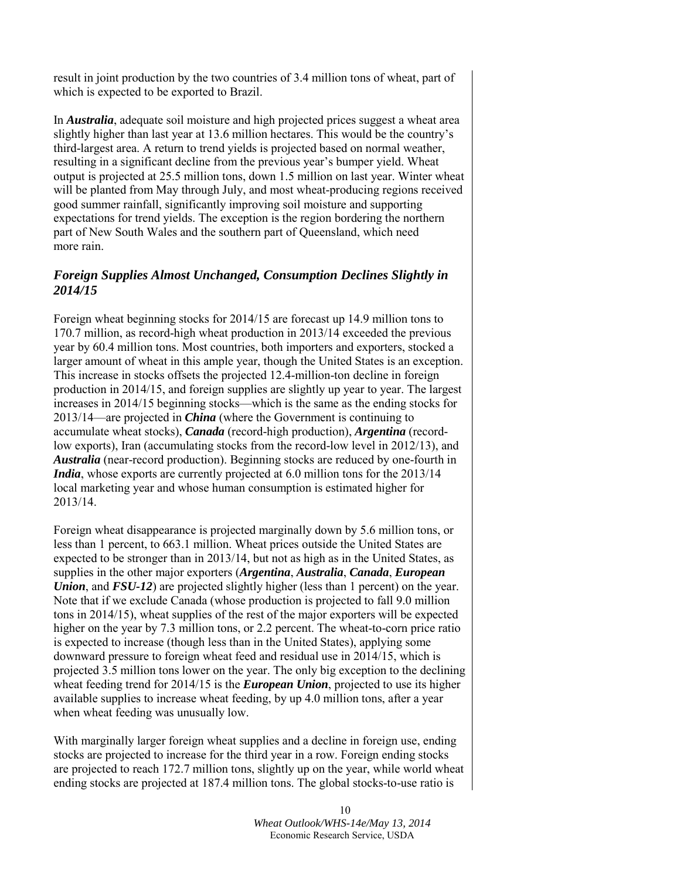result in joint production by the two countries of 3.4 million tons of wheat, part of which is expected to be exported to Brazil.

In ***Australia***, adequate soil moisture and high projected prices suggest a wheat area slightly higher than last year at 13.6 million hectares. This would be the country's third-largest area. A return to trend yields is projected based on normal weather, resulting in a significant decline from the previous year's bumper yield. Wheat output is projected at 25.5 million tons, down 1.5 million on last year. Winter wheat will be planted from May through July, and most wheat-producing regions received good summer rainfall, significantly improving soil moisture and supporting expectations for trend yields. The exception is the region bordering the northern part of New South Wales and the southern part of Queensland, which need more rain.

## *Foreign Supplies Almost Unchanged, Consumption Declines Slightly in 2014/15*

Foreign wheat beginning stocks for 2014/15 are forecast up 14.9 million tons to 170.7 million, as record-high wheat production in 2013/14 exceeded the previous year by 60.4 million tons. Most countries, both importers and exporters, stocked a larger amount of wheat in this ample year, though the United States is an exception. This increase in stocks offsets the projected 12.4-million-ton decline in foreign production in 2014/15, and foreign supplies are slightly up year to year. The largest increases in 2014/15 beginning stocks—which is the same as the ending stocks for 2013/14—are projected in ***China*** (where the Government is continuing to accumulate wheat stocks), ***Canada*** (record-high production), ***Argentina*** (record-low exports), Iran (accumulating stocks from the record-low level in 2012/13), and ***Australia*** (near-record production). Beginning stocks are reduced by one-fourth in ***India***, whose exports are currently projected at 6.0 million tons for the 2013/14 local marketing year and whose human consumption is estimated higher for 2013/14.

Foreign wheat disappearance is projected marginally down by 5.6 million tons, or less than 1 percent, to 663.1 million. Wheat prices outside the United States are expected to be stronger than in 2013/14, but not as high as in the United States, as supplies in the other major exporters (***Argentina***, ***Australia***, ***Canada***, ***European Union***, and ***FSU-12***) are projected slightly higher (less than 1 percent) on the year. Note that if we exclude Canada (whose production is projected to fall 9.0 million tons in 2014/15), wheat supplies of the rest of the major exporters will be expected higher on the year by 7.3 million tons, or 2.2 percent. The wheat-to-corn price ratio is expected to increase (though less than in the United States), applying some downward pressure to foreign wheat feed and residual use in 2014/15, which is projected 3.5 million tons lower on the year. The only big exception to the declining wheat feeding trend for 2014/15 is the ***European Union***, projected to use its higher available supplies to increase wheat feeding, by up 4.0 million tons, after a year when wheat feeding was unusually low.

With marginally larger foreign wheat supplies and a decline in foreign use, ending stocks are projected to increase for the third year in a row. Foreign ending stocks are projected to reach 172.7 million tons, slightly up on the year, while world wheat ending stocks are projected at 187.4 million tons. The global stocks-to-use ratio is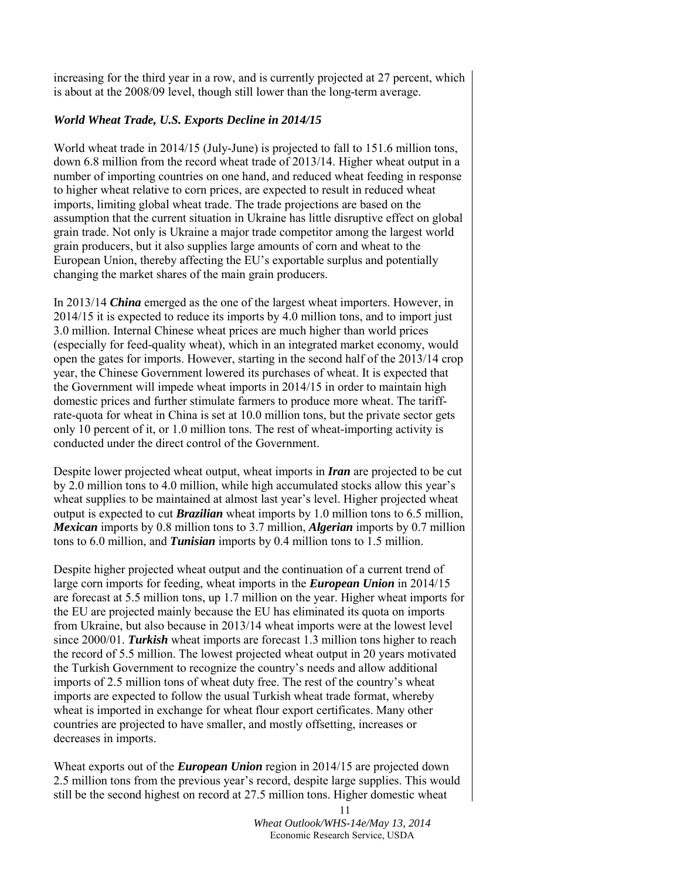increasing for the third year in a row, and is currently projected at 27 percent, which is about at the 2008/09 level, though still lower than the long-term average.

### *World Wheat Trade, U.S. Exports Decline in 2014/15*

World wheat trade in 2014/15 (July-June) is projected to fall to 151.6 million tons, down 6.8 million from the record wheat trade of 2013/14. Higher wheat output in a number of importing countries on one hand, and reduced wheat feeding in response to higher wheat relative to corn prices, are expected to result in reduced wheat imports, limiting global wheat trade. The trade projections are based on the assumption that the current situation in Ukraine has little disruptive effect on global grain trade. Not only is Ukraine a major trade competitor among the largest world grain producers, but it also supplies large amounts of corn and wheat to the European Union, thereby affecting the EU's exportable surplus and potentially changing the market shares of the main grain producers.

In 2013/14 ***China*** emerged as the one of the largest wheat importers. However, in 2014/15 it is expected to reduce its imports by 4.0 million tons, and to import just 3.0 million. Internal Chinese wheat prices are much higher than world prices (especially for feed-quality wheat), which in an integrated market economy, would open the gates for imports. However, starting in the second half of the 2013/14 crop year, the Chinese Government lowered its purchases of wheat. It is expected that the Government will impede wheat imports in 2014/15 in order to maintain high domestic prices and further stimulate farmers to produce more wheat. The tariff-rate-quota for wheat in China is set at 10.0 million tons, but the private sector gets only 10 percent of it, or 1.0 million tons. The rest of wheat-importing activity is conducted under the direct control of the Government.

Despite lower projected wheat output, wheat imports in ***Iran*** are projected to be cut by 2.0 million tons to 4.0 million, while high accumulated stocks allow this year's wheat supplies to be maintained at almost last year's level. Higher projected wheat output is expected to cut ***Brazilian*** wheat imports by 1.0 million tons to 6.5 million, ***Mexican*** imports by 0.8 million tons to 3.7 million, ***Algerian*** imports by 0.7 million tons to 6.0 million, and ***Tunisian*** imports by 0.4 million tons to 1.5 million.

Despite higher projected wheat output and the continuation of a current trend of large corn imports for feeding, wheat imports in the ***European Union*** in 2014/15 are forecast at 5.5 million tons, up 1.7 million on the year. Higher wheat imports for the EU are projected mainly because the EU has eliminated its quota on imports from Ukraine, but also because in 2013/14 wheat imports were at the lowest level since 2000/01. ***Turkish*** wheat imports are forecast 1.3 million tons higher to reach the record of 5.5 million. The lowest projected wheat output in 20 years motivated the Turkish Government to recognize the country's needs and allow additional imports of 2.5 million tons of wheat duty free. The rest of the country's wheat imports are expected to follow the usual Turkish wheat trade format, whereby wheat is imported in exchange for wheat flour export certificates. Many other countries are projected to have smaller, and mostly offsetting, increases or decreases in imports.

Wheat exports out of the ***European Union*** region in 2014/15 are projected down 2.5 million tons from the previous year's record, despite large supplies. This would still be the second highest on record at 27.5 million tons. Higher domestic wheat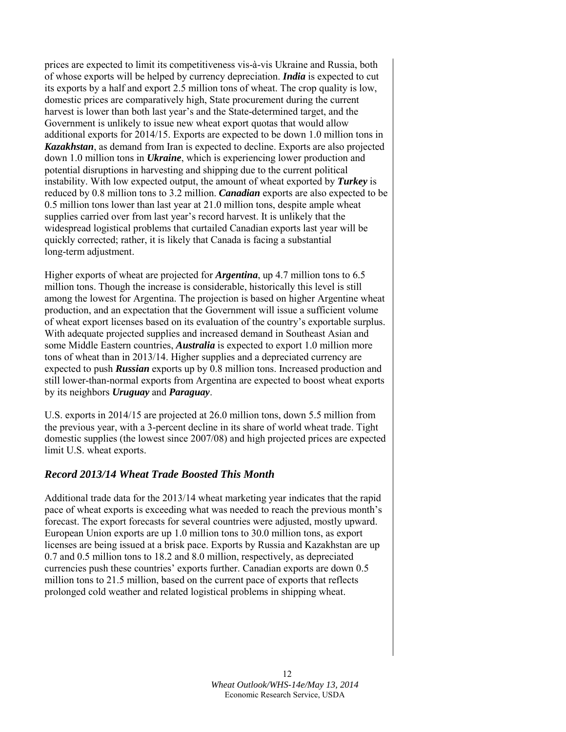prices are expected to limit its competitiveness vis-à-vis Ukraine and Russia, both of whose exports will be helped by currency depreciation. ***India*** is expected to cut its exports by a half and export 2.5 million tons of wheat. The crop quality is low, domestic prices are comparatively high, State procurement during the current harvest is lower than both last year's and the State-determined target, and the Government is unlikely to issue new wheat export quotas that would allow additional exports for 2014/15. Exports are expected to be down 1.0 million tons in ***Kazakhstan***, as demand from Iran is expected to decline. Exports are also projected down 1.0 million tons in ***Ukraine***, which is experiencing lower production and potential disruptions in harvesting and shipping due to the current political instability. With low expected output, the amount of wheat exported by ***Turkey*** is reduced by 0.8 million tons to 3.2 million. ***Canadian*** exports are also expected to be 0.5 million tons lower than last year at 21.0 million tons, despite ample wheat supplies carried over from last year's record harvest. It is unlikely that the widespread logistical problems that curtailed Canadian exports last year will be quickly corrected; rather, it is likely that Canada is facing a substantial long-term adjustment.

Higher exports of wheat are projected for ***Argentina***, up 4.7 million tons to 6.5 million tons. Though the increase is considerable, historically this level is still among the lowest for Argentina. The projection is based on higher Argentine wheat production, and an expectation that the Government will issue a sufficient volume of wheat export licenses based on its evaluation of the country's exportable surplus. With adequate projected supplies and increased demand in Southeast Asian and some Middle Eastern countries, ***Australia*** is expected to export 1.0 million more tons of wheat than in 2013/14. Higher supplies and a depreciated currency are expected to push ***Russian*** exports up by 0.8 million tons. Increased production and still lower-than-normal exports from Argentina are expected to boost wheat exports by its neighbors ***Uruguay*** and ***Paraguay***.

U.S. exports in 2014/15 are projected at 26.0 million tons, down 5.5 million from the previous year, with a 3-percent decline in its share of world wheat trade. Tight domestic supplies (the lowest since 2007/08) and high projected prices are expected limit U.S. wheat exports.

### *Record 2013/14 Wheat Trade Boosted This Month*

Additional trade data for the 2013/14 wheat marketing year indicates that the rapid pace of wheat exports is exceeding what was needed to reach the previous month's forecast. The export forecasts for several countries were adjusted, mostly upward. European Union exports are up 1.0 million tons to 30.0 million tons, as export licenses are being issued at a brisk pace. Exports by Russia and Kazakhstan are up 0.7 and 0.5 million tons to 18.2 and 8.0 million, respectively, as depreciated currencies push these countries' exports further. Canadian exports are down 0.5 million tons to 21.5 million, based on the current pace of exports that reflects prolonged cold weather and related logistical problems in shipping wheat.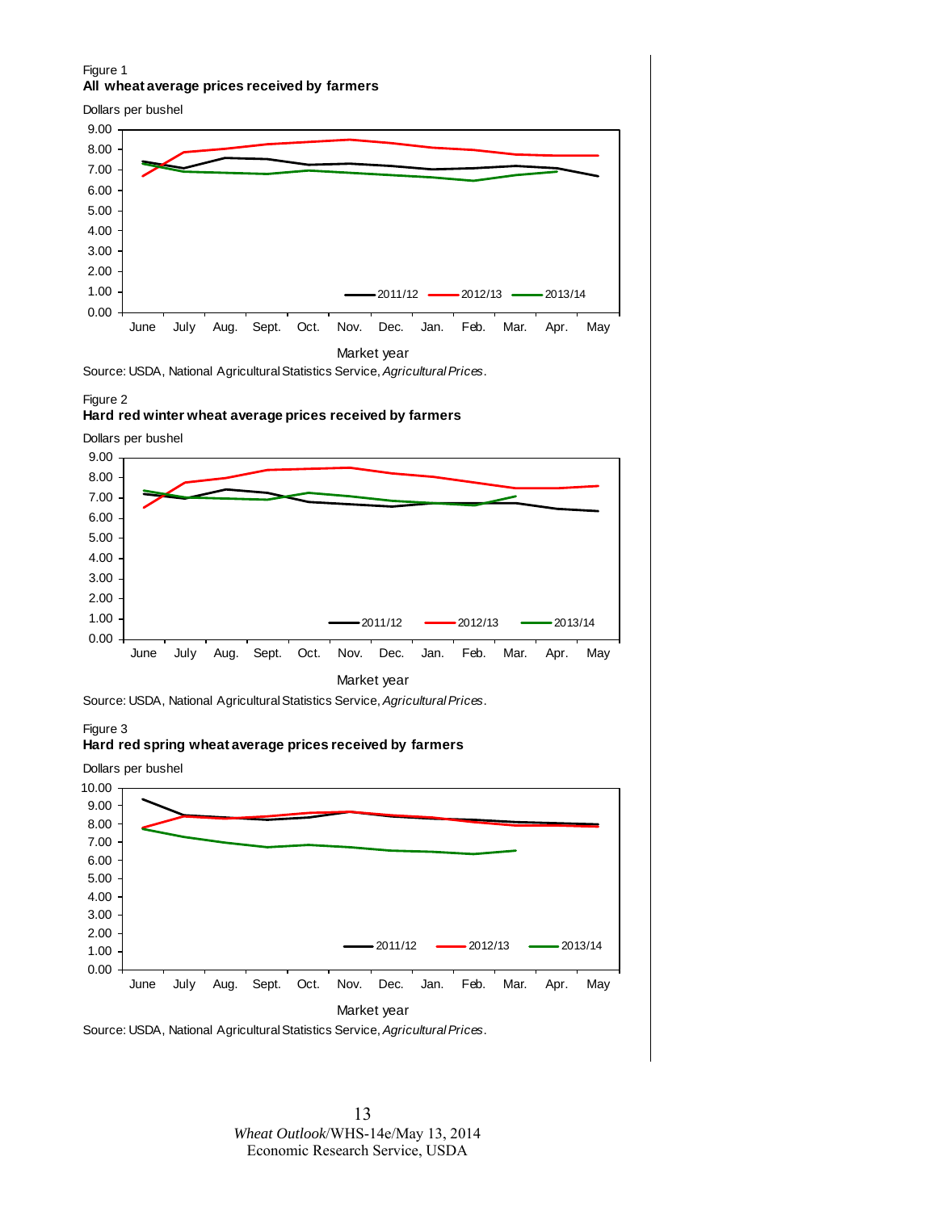Figure 1

**All wheat average prices received by farmers**

Dollars per bushel

Source: USDA, National Agricultural Statistics Service, *Agricultural Prices*.

Figure 2

**Hard red winter wheat average prices received by farmers**

Dollars per bushel

Source: USDA, National Agricultural Statistics Service, *Agricultural Prices*.

Figure 3

**Hard red spring wheat average prices received by farmers**

Dollars per bushel

Source: USDA, National Agricultural Statistics Service, *Agricultural Prices*.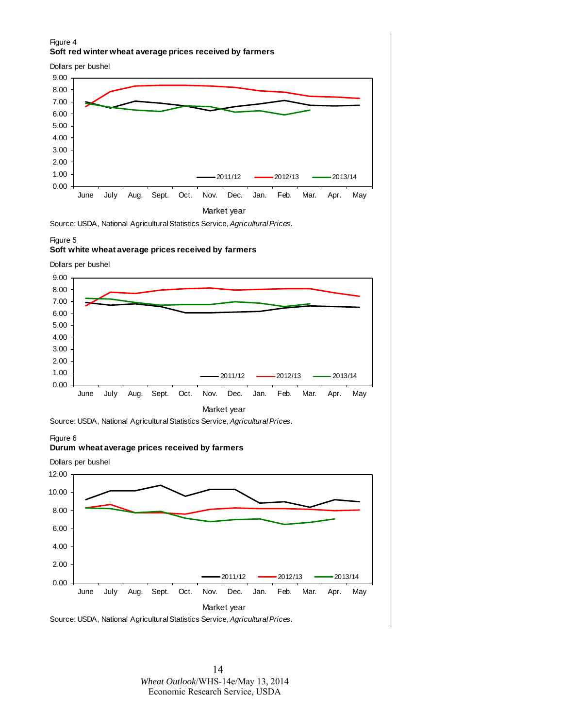Figure 4

**Soft red winter wheat average prices received by farmers**

Dollars per bushel

Source: USDA, National Agricultural Statistics Service, *Agricultural Prices*.

Figure 5

**Soft white wheat average prices received by farmers**

Dollars per bushel

Source: USDA, National Agricultural Statistics Service, *Agricultural Prices*.

Figure 6

**Durum wheat average prices received by farmers**

Dollars per bushel

Source: USDA, National Agricultural Statistics Service, *Agricultural Prices*.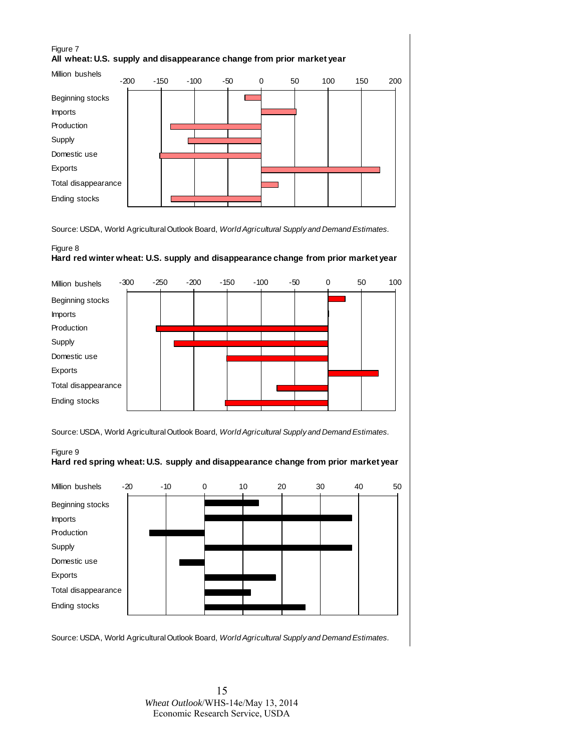Figure 7

**All wheat: U.S. supply and disappearance change from prior market year**

Source: USDA, World Agricultural Outlook Board, *World Agricultural Supply and Demand Estimates.*

Figure 8

**Hard red winter wheat: U.S. supply and disappearance change from prior market year**

Source: USDA, World Agricultural Outlook Board, *World Agricultural Supply and Demand Estimates.*

Figure 9

**Hard red spring wheat: U.S. supply and disappearance change from prior market year**

Source: USDA, World Agricultural Outlook Board, *World Agricultural Supply and Demand Estimates.*

*Wheat Outlook*/WHS-14e/May 13, 2014
Economic Research Service, USDA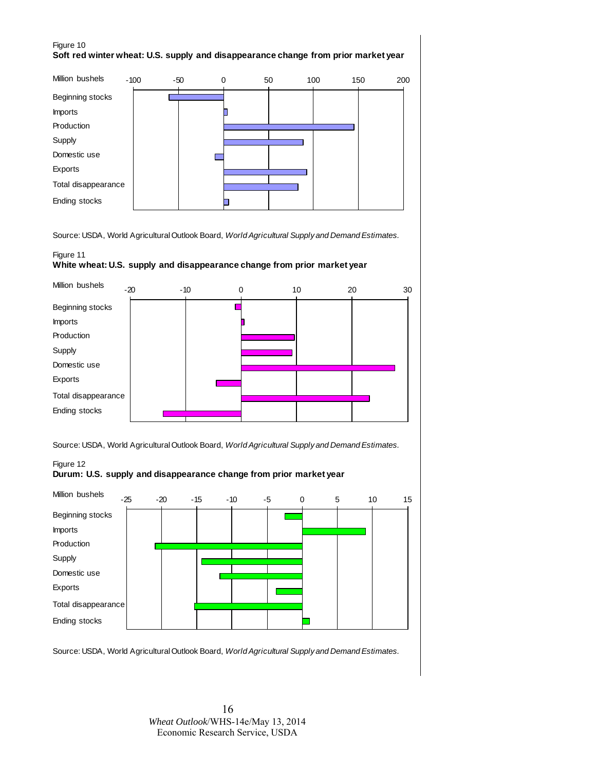Figure 10

**Soft red winter wheat: U.S. supply and disappearance change from prior market year**

Million bushels

| | -100 | -50 | 0 | 50 | 100 | 150 | 200 |
|---|---|---|---|---|---|---|---|
| Beginning stocks | | | | | | | |
| Imports | | | | | | | |
| Production | | | | | | | |
| Supply | | | | | | | |
| Domestic use | | | | | | | |
| Exports | | | | | | | |
| Total disappearance | | | | | | | |
| Ending stocks | | | | | | | |

Source: USDA, World Agricultural Outlook Board, *World Agricultural Supply and Demand Estimates.*

Figure 11

**White wheat: U.S. supply and disappearance change from prior market year**

Million bushels

| | -20 | -10 | 0 | 10 | 20 | 30 |
|---|---|---|---|---|---|---|
| Beginning stocks | | | | | | |
| Imports | | | | | | |
| Production | | | | | | |
| Supply | | | | | | |
| Domestic use | | | | | | |
| Exports | | | | | | |
| Total disappearance | | | | | | |
| Ending stocks | | | | | | |

Source: USDA, World Agricultural Outlook Board, *World Agricultural Supply and Demand Estimates.*

Figure 12

**Durum: U.S. supply and disappearance change from prior market year**

Million bushels

| | -25 | -20 | -15 | -10 | -5 | 0 | 5 | 10 | 15 |
|---|---|---|---|---|---|---|---|---|---|
| Beginning stocks | | | | | | | | | |
| Imports | | | | | | | | | |
| Production | | | | | | | | | |
| Supply | | | | | | | | | |
| Domestic use | | | | | | | | | |
| Exports | | | | | | | | | |
| Total disappearance | | | | | | | | | |
| Ending stocks | | | | | | | | | |

Source: USDA, World Agricultural Outlook Board, *World Agricultural Supply and Demand Estimates.*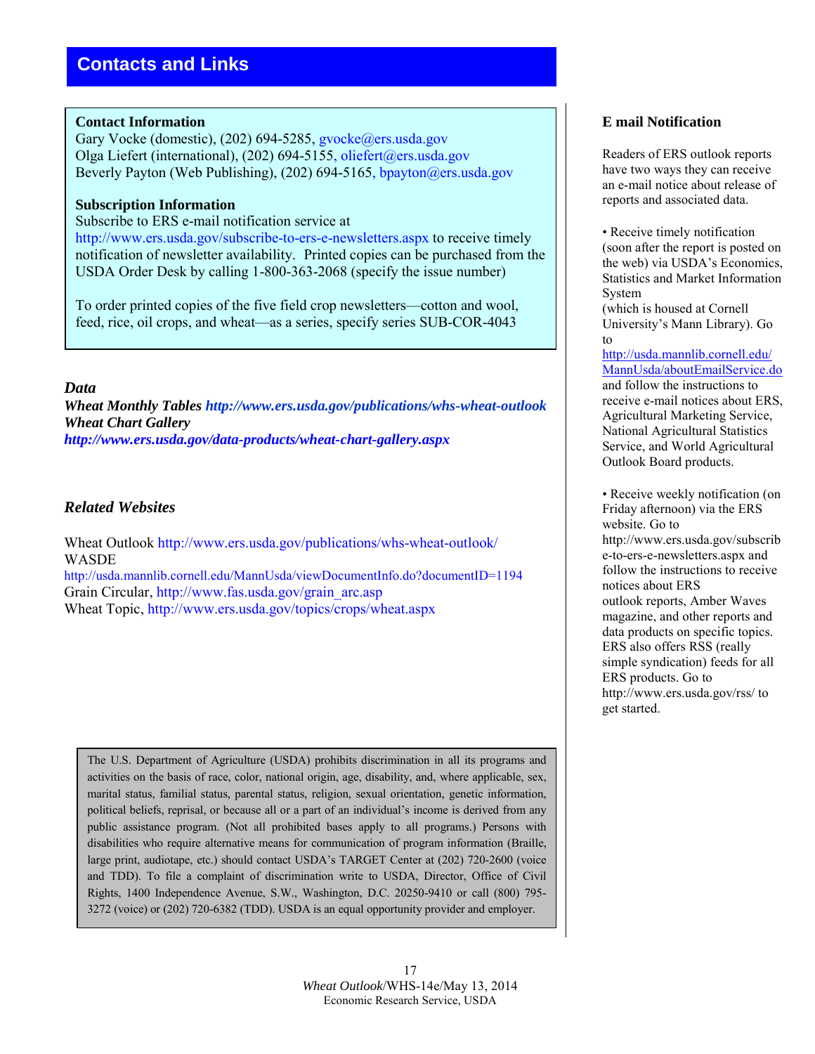## Contacts and Links

### Contact Information

Gary Vocke (domestic), (202) 694-5285, gvocke@ers.usda.gov
Olga Liefert (international), (202) 694-5155, oliefert@ers.usda.gov
Beverly Payton (Web Publishing), (202) 694-5165, bpayton@ers.usda.gov

### Subscription Information

Subscribe to ERS e-mail notification service at http://www.ers.usda.gov/subscribe-to-ers-e-newsletters.aspx to receive timely notification of newsletter availability. Printed copies can be purchased from the USDA Order Desk by calling 1-800-363-2068 (specify the issue number)

To order printed copies of the five field crop newsletters—cotton and wool, feed, rice, oil crops, and wheat—as a series, specify series SUB-COR-4043

### *Data*

***Wheat Monthly Tables http://www.ers.usda.gov/publications/whs-wheat-outlook***
***Wheat Chart Gallery***
***http://www.ers.usda.gov/data-products/wheat-chart-gallery.aspx***

### *Related Websites*

Wheat Outlook http://www.ers.usda.gov/publications/whs-wheat-outlook/
WASDE
http://usda.mannlib.cornell.edu/MannUsda/viewDocumentInfo.do?documentID=1194
Grain Circular, http://www.fas.usda.gov/grain_arc.asp
Wheat Topic, http://www.ers.usda.gov/topics/crops/wheat.aspx

The U.S. Department of Agriculture (USDA) prohibits discrimination in all its programs and activities on the basis of race, color, national origin, age, disability, and, where applicable, sex, marital status, familial status, parental status, religion, sexual orientation, genetic information, political beliefs, reprisal, or because all or a part of an individual's income is derived from any public assistance program. (Not all prohibited bases apply to all programs.) Persons with disabilities who require alternative means for communication of program information (Braille, large print, audiotape, etc.) should contact USDA's TARGET Center at (202) 720-2600 (voice and TDD). To file a complaint of discrimination write to USDA, Director, Office of Civil Rights, 1400 Independence Avenue, S.W., Washington, D.C. 20250-9410 or call (800) 795-3272 (voice) or (202) 720-6382 (TDD). USDA is an equal opportunity provider and employer.

### E mail Notification

Readers of ERS outlook reports have two ways they can receive an e-mail notice about release of reports and associated data.

- Receive timely notification (soon after the report is posted on the web) via USDA's Economics, Statistics and Market Information System (which is housed at Cornell University's Mann Library). Go to http://usda.mannlib.cornell.edu/MannUsda/aboutEmailService.do and follow the instructions to receive e-mail notices about ERS, Agricultural Marketing Service, National Agricultural Statistics Service, and World Agricultural Outlook Board products.

- Receive weekly notification (on Friday afternoon) via the ERS website. Go to http://www.ers.usda.gov/subscribe-to-ers-e-newsletters.aspx and follow the instructions to receive notices about ERS outlook reports, Amber Waves magazine, and other reports and data products on specific topics. ERS also offers RSS (really simple syndication) feeds for all ERS products. Go to http://www.ers.usda.gov/rss/ to get started.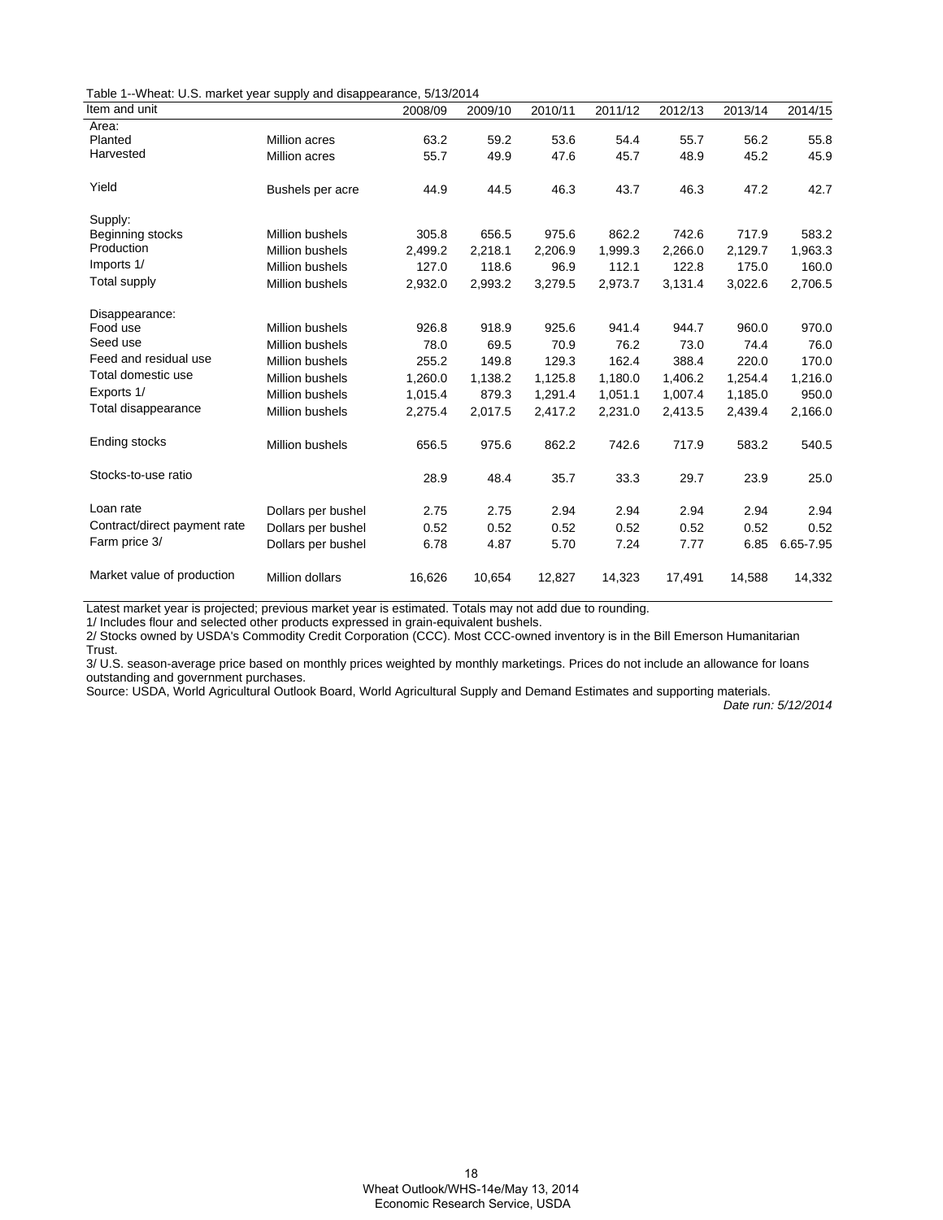Table 1--Wheat: U.S. market year supply and disappearance, 5/13/2014

| Item and unit | | 2008/09 | 2009/10 | 2010/11 | 2011/12 | 2012/13 | 2013/14 | 2014/15 |
|---|---|---|---|---|---|---|---|---|
| Area: | | | | | | | | |
| Planted | Million acres | 63.2 | 59.2 | 53.6 | 54.4 | 55.7 | 56.2 | 55.8 |
| Harvested | Million acres | 55.7 | 49.9 | 47.6 | 45.7 | 48.9 | 45.2 | 45.9 |
| Yield | Bushels per acre | 44.9 | 44.5 | 46.3 | 43.7 | 46.3 | 47.2 | 42.7 |
| Supply: | | | | | | | | |
| Beginning stocks | Million bushels | 305.8 | 656.5 | 975.6 | 862.2 | 742.6 | 717.9 | 583.2 |
| Production | Million bushels | 2,499.2 | 2,218.1 | 2,206.9 | 1,999.3 | 2,266.0 | 2,129.7 | 1,963.3 |
| Imports 1/ | Million bushels | 127.0 | 118.6 | 96.9 | 112.1 | 122.8 | 175.0 | 160.0 |
| Total supply | Million bushels | 2,932.0 | 2,993.2 | 3,279.5 | 2,973.7 | 3,131.4 | 3,022.6 | 2,706.5 |
| Disappearance: | | | | | | | | |
| Food use | Million bushels | 926.8 | 918.9 | 925.6 | 941.4 | 944.7 | 960.0 | 970.0 |
| Seed use | Million bushels | 78.0 | 69.5 | 70.9 | 76.2 | 73.0 | 74.4 | 76.0 |
| Feed and residual use | Million bushels | 255.2 | 149.8 | 129.3 | 162.4 | 388.4 | 220.0 | 170.0 |
| Total domestic use | Million bushels | 1,260.0 | 1,138.2 | 1,125.8 | 1,180.0 | 1,406.2 | 1,254.4 | 1,216.0 |
| Exports 1/ | Million bushels | 1,015.4 | 879.3 | 1,291.4 | 1,051.1 | 1,007.4 | 1,185.0 | 950.0 |
| Total disappearance | Million bushels | 2,275.4 | 2,017.5 | 2,417.2 | 2,231.0 | 2,413.5 | 2,439.4 | 2,166.0 |
| Ending stocks | Million bushels | 656.5 | 975.6 | 862.2 | 742.6 | 717.9 | 583.2 | 540.5 |
| Stocks-to-use ratio | | 28.9 | 48.4 | 35.7 | 33.3 | 29.7 | 23.9 | 25.0 |
| Loan rate | Dollars per bushel | 2.75 | 2.75 | 2.94 | 2.94 | 2.94 | 2.94 | 2.94 |
| Contract/direct payment rate | Dollars per bushel | 0.52 | 0.52 | 0.52 | 0.52 | 0.52 | 0.52 | 0.52 |
| Farm price 3/ | Dollars per bushel | 6.78 | 4.87 | 5.70 | 7.24 | 7.77 | 6.85 | 6.65-7.95 |
| Market value of production | Million dollars | 16,626 | 10,654 | 12,827 | 14,323 | 17,491 | 14,588 | 14,332 |

Latest market year is projected; previous market year is estimated. Totals may not add due to rounding.

1/ Includes flour and selected other products expressed in grain-equivalent bushels.

2/ Stocks owned by USDA's Commodity Credit Corporation (CCC). Most CCC-owned inventory is in the Bill Emerson Humanitarian Trust.

3/ U.S. season-average price based on monthly prices weighted by monthly marketings. Prices do not include an allowance for loans outstanding and government purchases.

Source: USDA, World Agricultural Outlook Board, World Agricultural Supply and Demand Estimates and supporting materials.

*Date run: 5/12/2014*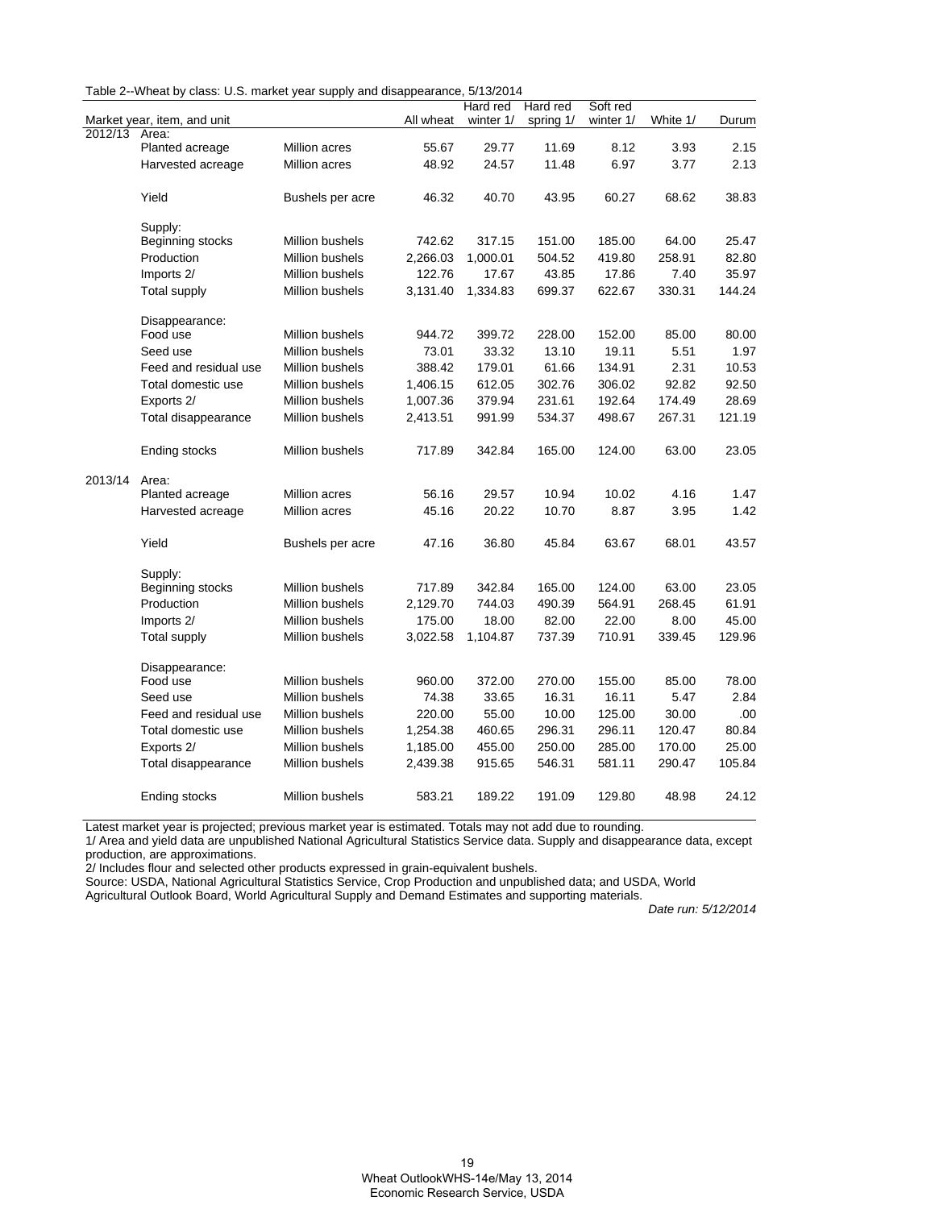Table 2--Wheat by class: U.S. market year supply and disappearance, 5/13/2014

| Market year, item, and unit | | | All wheat | Hard red winter 1/ | Hard red spring 1/ | Soft red winter 1/ | White 1/ | Durum |
|---|---|---|---|---|---|---|---|---|
| 2012/13 | Area: | | | | | | | |
| | Planted acreage | Million acres | 55.67 | 29.77 | 11.69 | 8.12 | 3.93 | 2.15 |
| | Harvested acreage | Million acres | 48.92 | 24.57 | 11.48 | 6.97 | 3.77 | 2.13 |
| | Yield | Bushels per acre | 46.32 | 40.70 | 43.95 | 60.27 | 68.62 | 38.83 |
| | Supply: | | | | | | | |
| | Beginning stocks | Million bushels | 742.62 | 317.15 | 151.00 | 185.00 | 64.00 | 25.47 |
| | Production | Million bushels | 2,266.03 | 1,000.01 | 504.52 | 419.80 | 258.91 | 82.80 |
| | Imports 2/ | Million bushels | 122.76 | 17.67 | 43.85 | 17.86 | 7.40 | 35.97 |
| | Total supply | Million bushels | 3,131.40 | 1,334.83 | 699.37 | 622.67 | 330.31 | 144.24 |
| | Disappearance: | | | | | | | |
| | Food use | Million bushels | 944.72 | 399.72 | 228.00 | 152.00 | 85.00 | 80.00 |
| | Seed use | Million bushels | 73.01 | 33.32 | 13.10 | 19.11 | 5.51 | 1.97 |
| | Feed and residual use | Million bushels | 388.42 | 179.01 | 61.66 | 134.91 | 2.31 | 10.53 |
| | Total domestic use | Million bushels | 1,406.15 | 612.05 | 302.76 | 306.02 | 92.82 | 92.50 |
| | Exports 2/ | Million bushels | 1,007.36 | 379.94 | 231.61 | 192.64 | 174.49 | 28.69 |
| | Total disappearance | Million bushels | 2,413.51 | 991.99 | 534.37 | 498.67 | 267.31 | 121.19 |
| | Ending stocks | Million bushels | 717.89 | 342.84 | 165.00 | 124.00 | 63.00 | 23.05 |
| 2013/14 | Area: | | | | | | | |
| | Planted acreage | Million acres | 56.16 | 29.57 | 10.94 | 10.02 | 4.16 | 1.47 |
| | Harvested acreage | Million acres | 45.16 | 20.22 | 10.70 | 8.87 | 3.95 | 1.42 |
| | Yield | Bushels per acre | 47.16 | 36.80 | 45.84 | 63.67 | 68.01 | 43.57 |
| | Supply: | | | | | | | |
| | Beginning stocks | Million bushels | 717.89 | 342.84 | 165.00 | 124.00 | 63.00 | 23.05 |
| | Production | Million bushels | 2,129.70 | 744.03 | 490.39 | 564.91 | 268.45 | 61.91 |
| | Imports 2/ | Million bushels | 175.00 | 18.00 | 82.00 | 22.00 | 8.00 | 45.00 |
| | Total supply | Million bushels | 3,022.58 | 1,104.87 | 737.39 | 710.91 | 339.45 | 129.96 |
| | Disappearance: | | | | | | | |
| | Food use | Million bushels | 960.00 | 372.00 | 270.00 | 155.00 | 85.00 | 78.00 |
| | Seed use | Million bushels | 74.38 | 33.65 | 16.31 | 16.11 | 5.47 | 2.84 |
| | Feed and residual use | Million bushels | 220.00 | 55.00 | 10.00 | 125.00 | 30.00 | .00 |
| | Total domestic use | Million bushels | 1,254.38 | 460.65 | 296.31 | 296.11 | 120.47 | 80.84 |
| | Exports 2/ | Million bushels | 1,185.00 | 455.00 | 250.00 | 285.00 | 170.00 | 25.00 |
| | Total disappearance | Million bushels | 2,439.38 | 915.65 | 546.31 | 581.11 | 290.47 | 105.84 |
| | Ending stocks | Million bushels | 583.21 | 189.22 | 191.09 | 129.80 | 48.98 | 24.12 |

Latest market year is projected; previous market year is estimated. Totals may not add due to rounding.

1/ Area and yield data are unpublished National Agricultural Statistics Service data. Supply and disappearance data, except production, are approximations.

2/ Includes flour and selected other products expressed in grain-equivalent bushels.

Source: USDA, National Agricultural Statistics Service, Crop Production and unpublished data; and USDA, World Agricultural Outlook Board, World Agricultural Supply and Demand Estimates and supporting materials.

*Date run: 5/12/2014*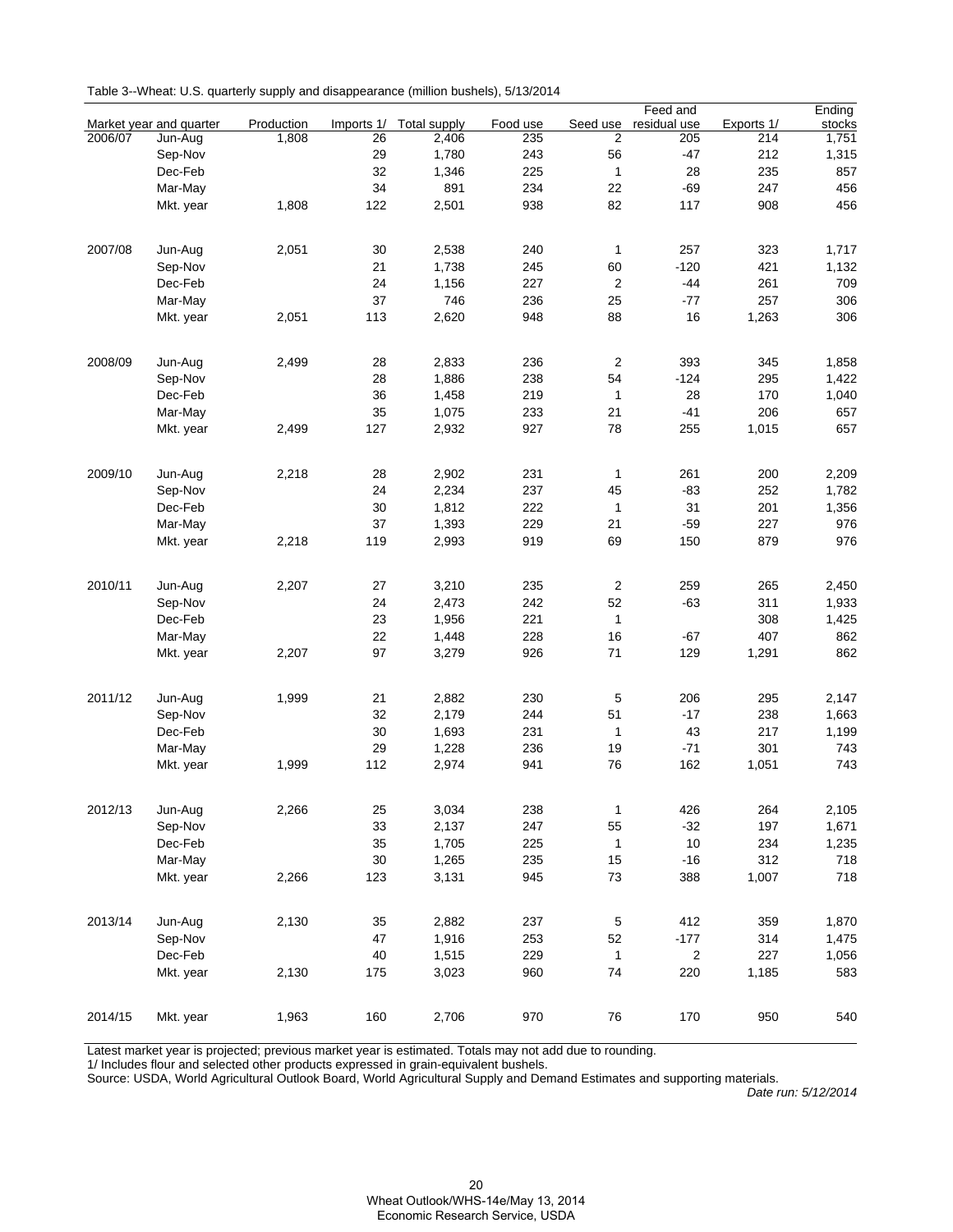Table 3--Wheat: U.S. quarterly supply and disappearance (million bushels), 5/13/2014

| Market year and quarter | | Production | Imports 1/ | Total supply | Food use | Seed use | Feed and residual use | Exports 1/ | Ending stocks |
|---|---|---|---|---|---|---|---|---|---|
| 2006/07 | Jun-Aug | 1,808 | 26 | 2,406 | 235 | 2 | 205 | 214 | 1,751 |
| | Sep-Nov | | 29 | 1,780 | 243 | 56 | -47 | 212 | 1,315 |
| | Dec-Feb | | 32 | 1,346 | 225 | 1 | 28 | 235 | 857 |
| | Mar-May | | 34 | 891 | 234 | 22 | -69 | 247 | 456 |
| | Mkt. year | 1,808 | 122 | 2,501 | 938 | 82 | 117 | 908 | 456 |
| 2007/08 | Jun-Aug | 2,051 | 30 | 2,538 | 240 | 1 | 257 | 323 | 1,717 |
| | Sep-Nov | | 21 | 1,738 | 245 | 60 | -120 | 421 | 1,132 |
| | Dec-Feb | | 24 | 1,156 | 227 | 2 | -44 | 261 | 709 |
| | Mar-May | | 37 | 746 | 236 | 25 | -77 | 257 | 306 |
| | Mkt. year | 2,051 | 113 | 2,620 | 948 | 88 | 16 | 1,263 | 306 |
| 2008/09 | Jun-Aug | 2,499 | 28 | 2,833 | 236 | 2 | 393 | 345 | 1,858 |
| | Sep-Nov | | 28 | 1,886 | 238 | 54 | -124 | 295 | 1,422 |
| | Dec-Feb | | 36 | 1,458 | 219 | 1 | 28 | 170 | 1,040 |
| | Mar-May | | 35 | 1,075 | 233 | 21 | -41 | 206 | 657 |
| | Mkt. year | 2,499 | 127 | 2,932 | 927 | 78 | 255 | 1,015 | 657 |
| 2009/10 | Jun-Aug | 2,218 | 28 | 2,902 | 231 | 1 | 261 | 200 | 2,209 |
| | Sep-Nov | | 24 | 2,234 | 237 | 45 | -83 | 252 | 1,782 |
| | Dec-Feb | | 30 | 1,812 | 222 | 1 | 31 | 201 | 1,356 |
| | Mar-May | | 37 | 1,393 | 229 | 21 | -59 | 227 | 976 |
| | Mkt. year | 2,218 | 119 | 2,993 | 919 | 69 | 150 | 879 | 976 |
| 2010/11 | Jun-Aug | 2,207 | 27 | 3,210 | 235 | 2 | 259 | 265 | 2,450 |
| | Sep-Nov | | 24 | 2,473 | 242 | 52 | -63 | 311 | 1,933 |
| | Dec-Feb | | 23 | 1,956 | 221 | 1 | | 308 | 1,425 |
| | Mar-May | | 22 | 1,448 | 228 | 16 | -67 | 407 | 862 |
| | Mkt. year | 2,207 | 97 | 3,279 | 926 | 71 | 129 | 1,291 | 862 |
| 2011/12 | Jun-Aug | 1,999 | 21 | 2,882 | 230 | 5 | 206 | 295 | 2,147 |
| | Sep-Nov | | 32 | 2,179 | 244 | 51 | -17 | 238 | 1,663 |
| | Dec-Feb | | 30 | 1,693 | 231 | 1 | 43 | 217 | 1,199 |
| | Mar-May | | 29 | 1,228 | 236 | 19 | -71 | 301 | 743 |
| | Mkt. year | 1,999 | 112 | 2,974 | 941 | 76 | 162 | 1,051 | 743 |
| 2012/13 | Jun-Aug | 2,266 | 25 | 3,034 | 238 | 1 | 426 | 264 | 2,105 |
| | Sep-Nov | | 33 | 2,137 | 247 | 55 | -32 | 197 | 1,671 |
| | Dec-Feb | | 35 | 1,705 | 225 | 1 | 10 | 234 | 1,235 |
| | Mar-May | | 30 | 1,265 | 235 | 15 | -16 | 312 | 718 |
| | Mkt. year | 2,266 | 123 | 3,131 | 945 | 73 | 388 | 1,007 | 718 |
| 2013/14 | Jun-Aug | 2,130 | 35 | 2,882 | 237 | 5 | 412 | 359 | 1,870 |
| | Sep-Nov | | 47 | 1,916 | 253 | 52 | -177 | 314 | 1,475 |
| | Dec-Feb | | 40 | 1,515 | 229 | 1 | 2 | 227 | 1,056 |
| | Mkt. year | 2,130 | 175 | 3,023 | 960 | 74 | 220 | 1,185 | 583 |
| 2014/15 | Mkt. year | 1,963 | 160 | 2,706 | 970 | 76 | 170 | 950 | 540 |

Latest market year is projected; previous market year is estimated. Totals may not add due to rounding.
1/ Includes flour and selected other products expressed in grain-equivalent bushels.
Source: USDA, World Agricultural Outlook Board, World Agricultural Supply and Demand Estimates and supporting materials.

*Date run: 5/12/2014*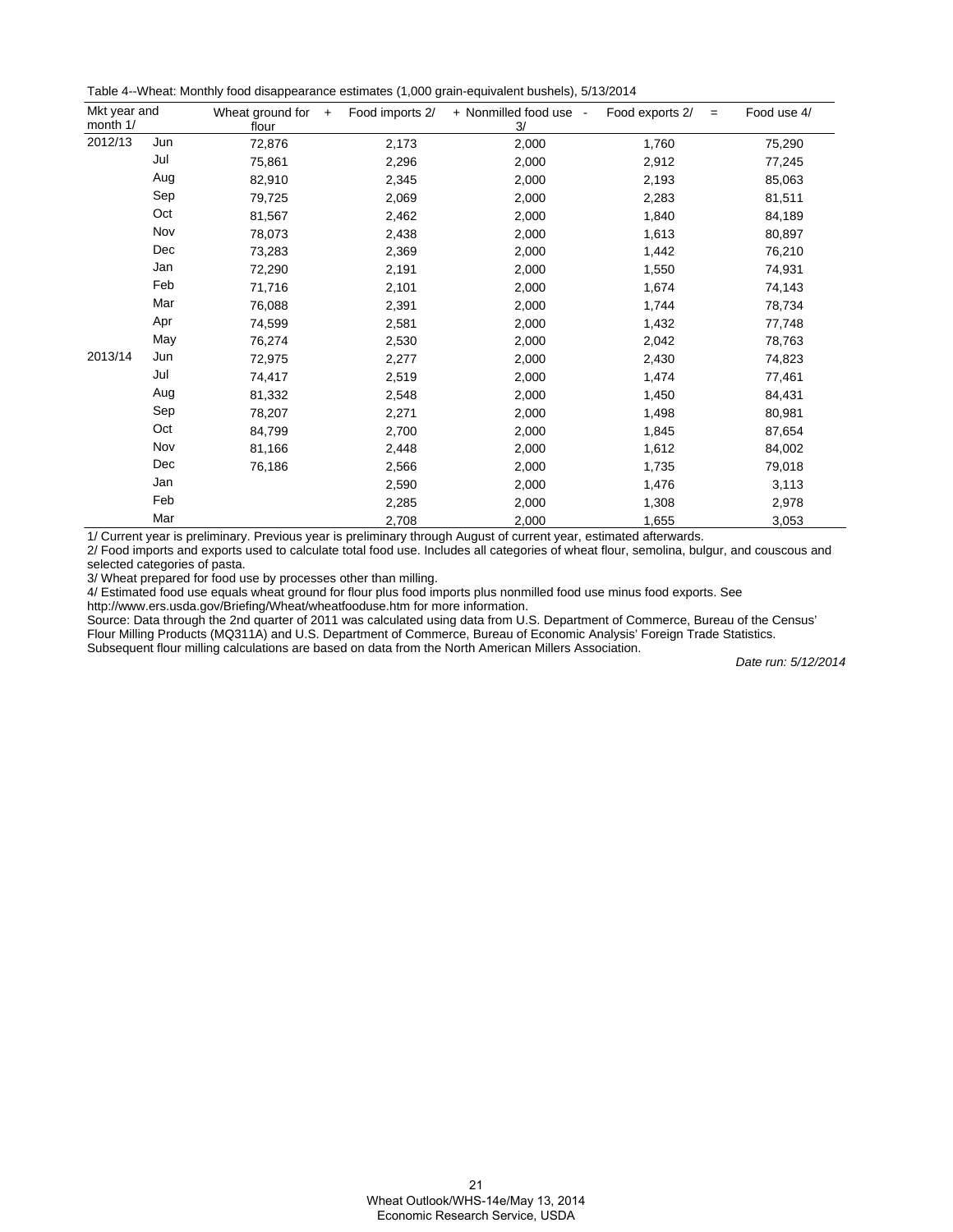Table 4--Wheat: Monthly food disappearance estimates (1,000 grain-equivalent bushels), 5/13/2014

| Mkt year and month 1/ | | Wheat ground for flour | + Food imports 2/ | + Nonmilled food use 3/ | - Food exports 2/ | = Food use 4/ |
|---|---|---|---|---|---|---|
| 2012/13 | Jun | 72,876 | 2,173 | 2,000 | 1,760 | 75,290 |
| | Jul | 75,861 | 2,296 | 2,000 | 2,912 | 77,245 |
| | Aug | 82,910 | 2,345 | 2,000 | 2,193 | 85,063 |
| | Sep | 79,725 | 2,069 | 2,000 | 2,283 | 81,511 |
| | Oct | 81,567 | 2,462 | 2,000 | 1,840 | 84,189 |
| | Nov | 78,073 | 2,438 | 2,000 | 1,613 | 80,897 |
| | Dec | 73,283 | 2,369 | 2,000 | 1,442 | 76,210 |
| | Jan | 72,290 | 2,191 | 2,000 | 1,550 | 74,931 |
| | Feb | 71,716 | 2,101 | 2,000 | 1,674 | 74,143 |
| | Mar | 76,088 | 2,391 | 2,000 | 1,744 | 78,734 |
| | Apr | 74,599 | 2,581 | 2,000 | 1,432 | 77,748 |
| | May | 76,274 | 2,530 | 2,000 | 2,042 | 78,763 |
| 2013/14 | Jun | 72,975 | 2,277 | 2,000 | 2,430 | 74,823 |
| | Jul | 74,417 | 2,519 | 2,000 | 1,474 | 77,461 |
| | Aug | 81,332 | 2,548 | 2,000 | 1,450 | 84,431 |
| | Sep | 78,207 | 2,271 | 2,000 | 1,498 | 80,981 |
| | Oct | 84,799 | 2,700 | 2,000 | 1,845 | 87,654 |
| | Nov | 81,166 | 2,448 | 2,000 | 1,612 | 84,002 |
| | Dec | 76,186 | 2,566 | 2,000 | 1,735 | 79,018 |
| | Jan | | 2,590 | 2,000 | 1,476 | 3,113 |
| | Feb | | 2,285 | 2,000 | 1,308 | 2,978 |
| | Mar | | 2,708 | 2,000 | 1,655 | 3,053 |

1/ Current year is preliminary. Previous year is preliminary through August of current year, estimated afterwards.

2/ Food imports and exports used to calculate total food use. Includes all categories of wheat flour, semolina, bulgur, and couscous and selected categories of pasta.

3/ Wheat prepared for food use by processes other than milling.

4/ Estimated food use equals wheat ground for flour plus food imports plus nonmilled food use minus food exports. See http://www.ers.usda.gov/Briefing/Wheat/wheatfooduse.htm for more information.

Source: Data through the 2nd quarter of 2011 was calculated using data from U.S. Department of Commerce, Bureau of the Census' Flour Milling Products (MQ311A) and U.S. Department of Commerce, Bureau of Economic Analysis' Foreign Trade Statistics. Subsequent flour milling calculations are based on data from the North American Millers Association.

*Date run: 5/12/2014*

Wheat Outlook/WHS-14e/May 13, 2014
Economic Research Service, USDA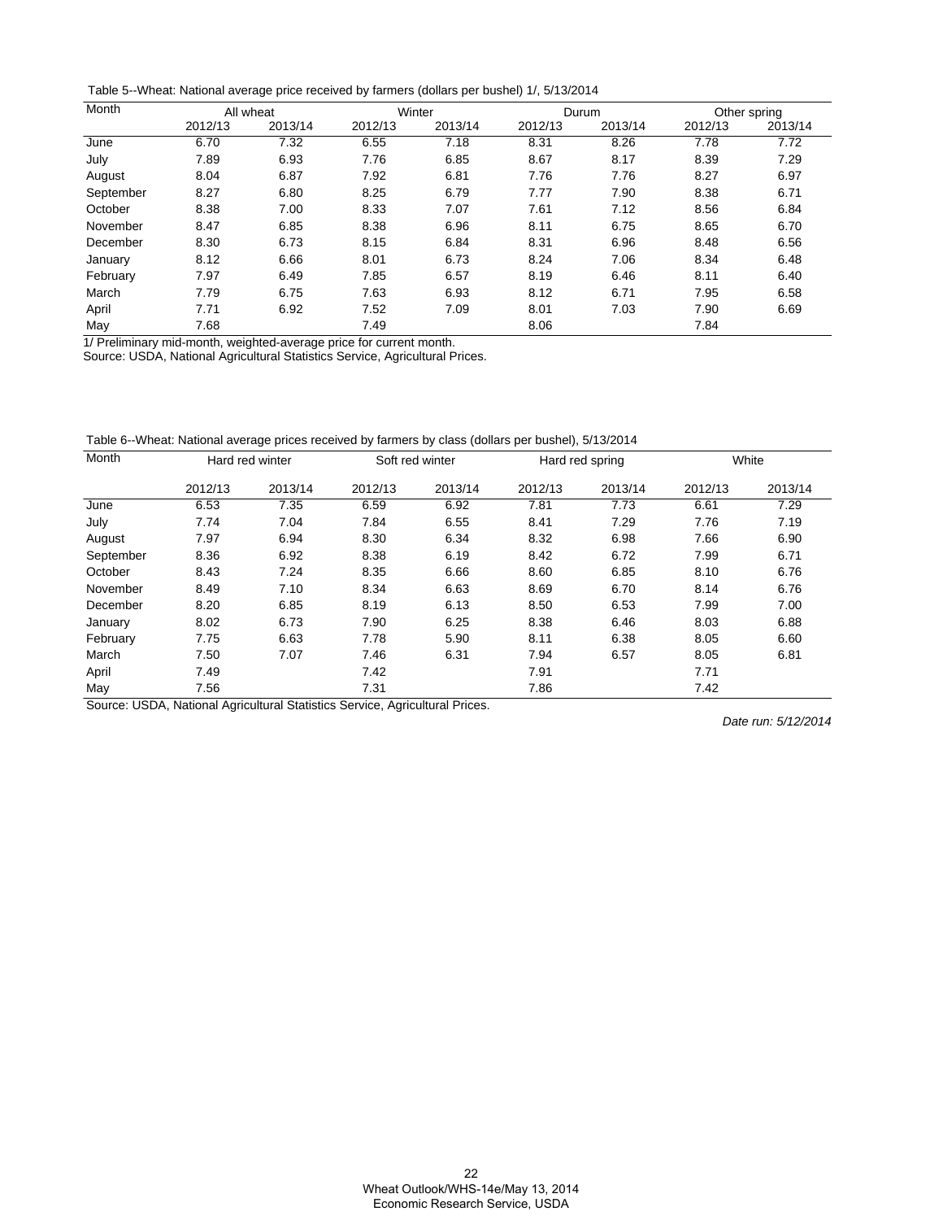Table 5--Wheat: National average price received by farmers (dollars per bushel) 1/, 5/13/2014

| Month | All wheat | | Winter | | Durum | | Other spring | |
|---|---|---|---|---|---|---|---|---|
| | 2012/13 | 2013/14 | 2012/13 | 2013/14 | 2012/13 | 2013/14 | 2012/13 | 2013/14 |
| June | 6.70 | 7.32 | 6.55 | 7.18 | 8.31 | 8.26 | 7.78 | 7.72 |
| July | 7.89 | 6.93 | 7.76 | 6.85 | 8.67 | 8.17 | 8.39 | 7.29 |
| August | 8.04 | 6.87 | 7.92 | 6.81 | 7.76 | 7.76 | 8.27 | 6.97 |
| September | 8.27 | 6.80 | 8.25 | 6.79 | 7.77 | 7.90 | 8.38 | 6.71 |
| October | 8.38 | 7.00 | 8.33 | 7.07 | 7.61 | 7.12 | 8.56 | 6.84 |
| November | 8.47 | 6.85 | 8.38 | 6.96 | 8.11 | 6.75 | 8.65 | 6.70 |
| December | 8.30 | 6.73 | 8.15 | 6.84 | 8.31 | 6.96 | 8.48 | 6.56 |
| January | 8.12 | 6.66 | 8.01 | 6.73 | 8.24 | 7.06 | 8.34 | 6.48 |
| February | 7.97 | 6.49 | 7.85 | 6.57 | 8.19 | 6.46 | 8.11 | 6.40 |
| March | 7.79 | 6.75 | 7.63 | 6.93 | 8.12 | 6.71 | 7.95 | 6.58 |
| April | 7.71 | 6.92 | 7.52 | 7.09 | 8.01 | 7.03 | 7.90 | 6.69 |
| May | 7.68 | | 7.49 | | 8.06 | | 7.84 | |

1/ Preliminary mid-month, weighted-average price for current month.
Source: USDA, National Agricultural Statistics Service, Agricultural Prices.

Table 6--Wheat: National average prices received by farmers by class (dollars per bushel), 5/13/2014

| Month | Hard red winter | | Soft red winter | | Hard red spring | | White | |
|---|---|---|---|---|---|---|---|---|
| | 2012/13 | 2013/14 | 2012/13 | 2013/14 | 2012/13 | 2013/14 | 2012/13 | 2013/14 |
| June | 6.53 | 7.35 | 6.59 | 6.92 | 7.81 | 7.73 | 6.61 | 7.29 |
| July | 7.74 | 7.04 | 7.84 | 6.55 | 8.41 | 7.29 | 7.76 | 7.19 |
| August | 7.97 | 6.94 | 8.30 | 6.34 | 8.32 | 6.98 | 7.66 | 6.90 |
| September | 8.36 | 6.92 | 8.38 | 6.19 | 8.42 | 6.72 | 7.99 | 6.71 |
| October | 8.43 | 7.24 | 8.35 | 6.66 | 8.60 | 6.85 | 8.10 | 6.76 |
| November | 8.49 | 7.10 | 8.34 | 6.63 | 8.69 | 6.70 | 8.14 | 6.76 |
| December | 8.20 | 6.85 | 8.19 | 6.13 | 8.50 | 6.53 | 7.99 | 7.00 |
| January | 8.02 | 6.73 | 7.90 | 6.25 | 8.38 | 6.46 | 8.03 | 6.88 |
| February | 7.75 | 6.63 | 7.78 | 5.90 | 8.11 | 6.38 | 8.05 | 6.60 |
| March | 7.50 | 7.07 | 7.46 | 6.31 | 7.94 | 6.57 | 8.05 | 6.81 |
| April | 7.49 | | 7.42 | | 7.91 | | 7.71 | |
| May | 7.56 | | 7.31 | | 7.86 | | 7.42 | |

Source: USDA, National Agricultural Statistics Service, Agricultural Prices.

*Date run: 5/12/2014*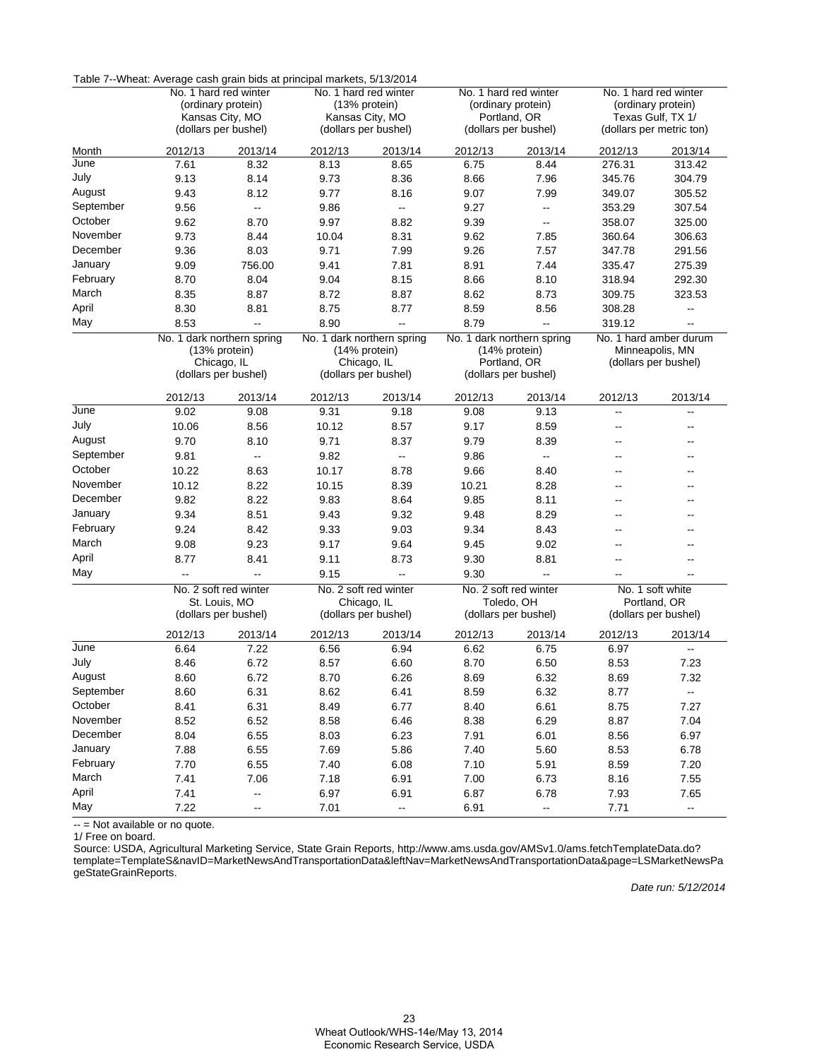Table 7--Wheat: Average cash grain bids at principal markets, 5/13/2014

| Month | No. 1 hard red winter (ordinary protein) Kansas City, MO (dollars per bushel) | | No. 1 hard red winter (13% protein) Kansas City, MO (dollars per bushel) | | No. 1 hard red winter (ordinary protein) Portland, OR (dollars per bushel) | | No. 1 hard red winter (ordinary protein) Texas Gulf, TX 1/ (dollars per metric ton) | |
|---|---|---|---|---|---|---|---|---|
| | 2012/13 | 2013/14 | 2012/13 | 2013/14 | 2012/13 | 2013/14 | 2012/13 | 2013/14 |
| June | 7.61 | 8.32 | 8.13 | 8.65 | 6.75 | 8.44 | 276.31 | 313.42 |
| July | 9.13 | 8.14 | 9.73 | 8.36 | 8.66 | 7.96 | 345.76 | 304.79 |
| August | 9.43 | 8.12 | 9.77 | 8.16 | 9.07 | 7.99 | 349.07 | 305.52 |
| September | 9.56 | -- | 9.86 | -- | 9.27 | -- | 353.29 | 307.54 |
| October | 9.62 | 8.70 | 9.97 | 8.82 | 9.39 | -- | 358.07 | 325.00 |
| November | 9.73 | 8.44 | 10.04 | 8.31 | 9.62 | 7.85 | 360.64 | 306.63 |
| December | 9.36 | 8.03 | 9.71 | 7.99 | 9.26 | 7.57 | 347.78 | 291.56 |
| January | 9.09 | 756.00 | 9.41 | 7.81 | 8.91 | 7.44 | 335.47 | 275.39 |
| February | 8.70 | 8.04 | 9.04 | 8.15 | 8.66 | 8.10 | 318.94 | 292.30 |
| March | 8.35 | 8.87 | 8.72 | 8.87 | 8.62 | 8.73 | 309.75 | 323.53 |
| April | 8.30 | 8.81 | 8.75 | 8.77 | 8.59 | 8.56 | 308.28 | -- |
| May | 8.53 | -- | 8.90 | -- | 8.79 | -- | 319.12 | -- |
| | **No. 1 dark northern spring (13% protein) Chicago, IL (dollars per bushel)** | | **No. 1 dark northern spring (14% protein) Chicago, IL (dollars per bushel)** | | **No. 1 dark northern spring (14% protein) Portland, OR (dollars per bushel)** | | **No. 1 hard amber durum Minneapolis, MN (dollars per bushel)** | |
| | 2012/13 | 2013/14 | 2012/13 | 2013/14 | 2012/13 | 2013/14 | 2012/13 | 2013/14 |
| June | 9.02 | 9.08 | 9.31 | 9.18 | 9.08 | 9.13 | -- | -- |
| July | 10.06 | 8.56 | 10.12 | 8.57 | 9.17 | 8.59 | -- | -- |
| August | 9.70 | 8.10 | 9.71 | 8.37 | 9.79 | 8.39 | -- | -- |
| September | 9.81 | -- | 9.82 | -- | 9.86 | -- | -- | -- |
| October | 10.22 | 8.63 | 10.17 | 8.78 | 9.66 | 8.40 | -- | -- |
| November | 10.12 | 8.22 | 10.15 | 8.39 | 10.21 | 8.28 | -- | -- |
| December | 9.82 | 8.22 | 9.83 | 8.64 | 9.85 | 8.11 | -- | -- |
| January | 9.34 | 8.51 | 9.43 | 9.32 | 9.48 | 8.29 | -- | -- |
| February | 9.24 | 8.42 | 9.33 | 9.03 | 9.34 | 8.43 | -- | -- |
| March | 9.08 | 9.23 | 9.17 | 9.64 | 9.45 | 9.02 | -- | -- |
| April | 8.77 | 8.41 | 9.11 | 8.73 | 9.30 | 8.81 | -- | -- |
| May | -- | -- | 9.15 | -- | 9.30 | -- | -- | -- |
| | **No. 2 soft red winter St. Louis, MO (dollars per bushel)** | | **No. 2 soft red winter Chicago, IL (dollars per bushel)** | | **No. 2 soft red winter Toledo, OH (dollars per bushel)** | | **No. 1 soft white Portland, OR (dollars per bushel)** | |
| | 2012/13 | 2013/14 | 2012/13 | 2013/14 | 2012/13 | 2013/14 | 2012/13 | 2013/14 |
| June | 6.64 | 7.22 | 6.56 | 6.94 | 6.62 | 6.75 | 6.97 | -- |
| July | 8.46 | 6.72 | 8.57 | 6.60 | 8.70 | 6.50 | 8.53 | 7.23 |
| August | 8.60 | 6.72 | 8.70 | 6.26 | 8.69 | 6.32 | 8.69 | 7.32 |
| September | 8.60 | 6.31 | 8.62 | 6.41 | 8.59 | 6.32 | 8.77 | -- |
| October | 8.41 | 6.31 | 8.49 | 6.77 | 8.40 | 6.61 | 8.75 | 7.27 |
| November | 8.52 | 6.52 | 8.58 | 6.46 | 8.38 | 6.29 | 8.87 | 7.04 |
| December | 8.04 | 6.55 | 8.03 | 6.23 | 7.91 | 6.01 | 8.56 | 6.97 |
| January | 7.88 | 6.55 | 7.69 | 5.86 | 7.40 | 5.60 | 8.53 | 6.78 |
| February | 7.70 | 6.55 | 7.40 | 6.08 | 7.10 | 5.91 | 8.59 | 7.20 |
| March | 7.41 | 7.06 | 7.18 | 6.91 | 7.00 | 6.73 | 8.16 | 7.55 |
| April | 7.41 | -- | 6.97 | 6.91 | 6.87 | 6.78 | 7.93 | 7.65 |
| May | 7.22 | -- | 7.01 | -- | 6.91 | -- | 7.71 | -- |

-- = Not available or no quote.

1/ Free on board.

Source: USDA, Agricultural Marketing Service, State Grain Reports, http://www.ams.usda.gov/AMSv1.0/ams.fetchTemplateData.do?template=TemplateS&navID=MarketNewsAndTransportationData&leftNav=MarketNewsAndTransportationData&page=LSMarketNewsPageStateGrainReports.

*Date run: 5/12/2014*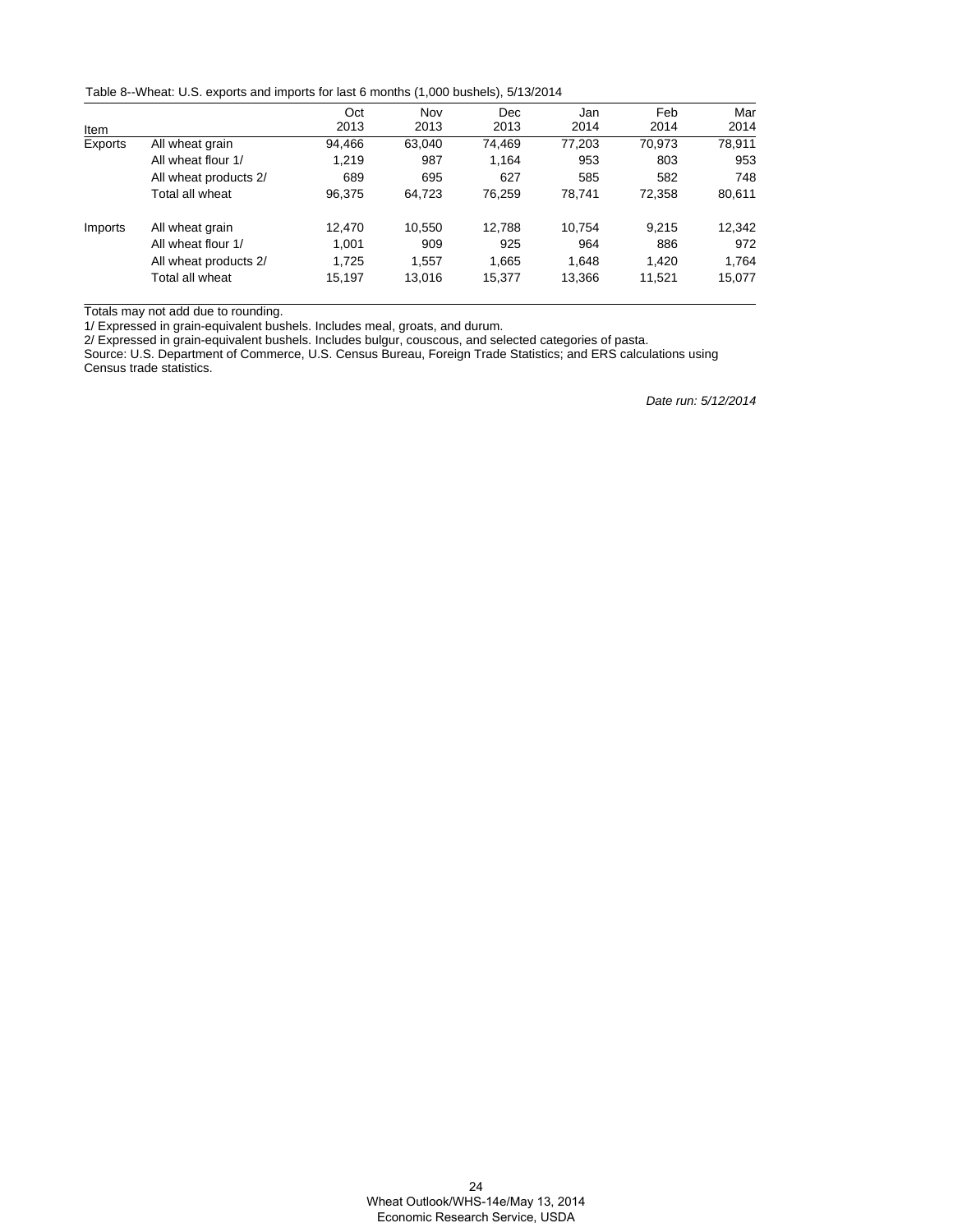Table 8--Wheat: U.S. exports and imports for last 6 months (1,000 bushels), 5/13/2014

| Item | | Oct 2013 | Nov 2013 | Dec 2013 | Jan 2014 | Feb 2014 | Mar 2014 |
|---|---|---|---|---|---|---|---|
| Exports | All wheat grain | 94,466 | 63,040 | 74,469 | 77,203 | 70,973 | 78,911 |
| | All wheat flour 1/ | 1,219 | 987 | 1,164 | 953 | 803 | 953 |
| | All wheat products 2/ | 689 | 695 | 627 | 585 | 582 | 748 |
| | Total all wheat | 96,375 | 64,723 | 76,259 | 78,741 | 72,358 | 80,611 |
| Imports | All wheat grain | 12,470 | 10,550 | 12,788 | 10,754 | 9,215 | 12,342 |
| | All wheat flour 1/ | 1,001 | 909 | 925 | 964 | 886 | 972 |
| | All wheat products 2/ | 1,725 | 1,557 | 1,665 | 1,648 | 1,420 | 1,764 |
| | Total all wheat | 15,197 | 13,016 | 15,377 | 13,366 | 11,521 | 15,077 |

Totals may not add due to rounding.

1/ Expressed in grain-equivalent bushels. Includes meal, groats, and durum.

2/ Expressed in grain-equivalent bushels. Includes bulgur, couscous, and selected categories of pasta.

Source: U.S. Department of Commerce, U.S. Census Bureau, Foreign Trade Statistics; and ERS calculations using Census trade statistics.

*Date run: 5/12/2014*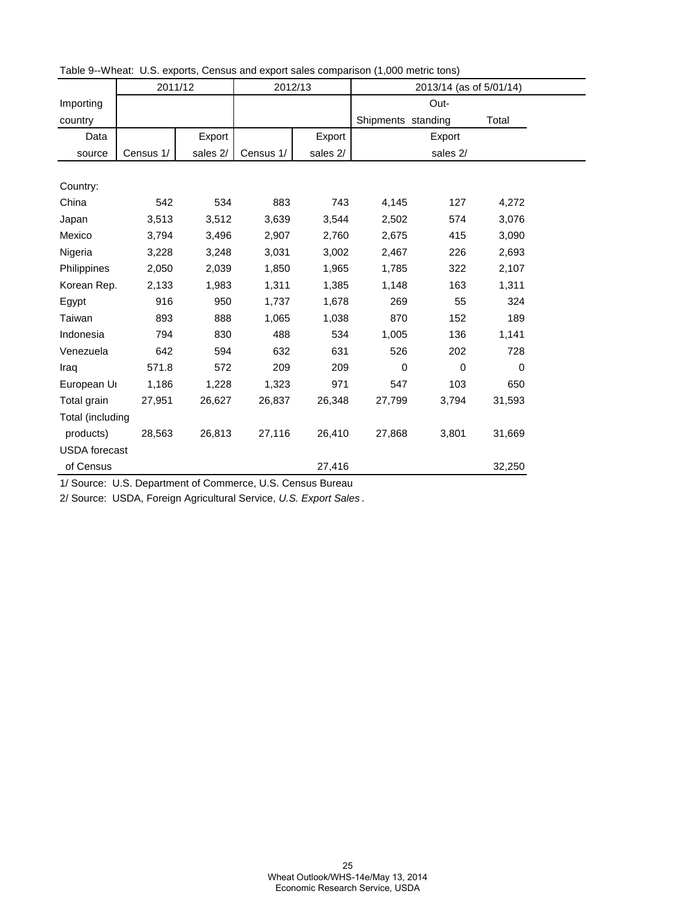Table 9--Wheat: U.S. exports, Census and export sales comparison (1,000 metric tons)

| Importing country | 2011/12 | | 2012/13 | | 2013/14 (as of 5/01/14) | | |
|---|---|---|---|---|---|---|---|
| | | | | | Shipments | Out-standing | Total |
| Data source | Census 1/ | Export sales 2/ | Census 1/ | Export sales 2/ | Export sales 2/ | | |
| Country: | | | | | | | |
| China | 542 | 534 | 883 | 743 | 4,145 | 127 | 4,272 |
| Japan | 3,513 | 3,512 | 3,639 | 3,544 | 2,502 | 574 | 3,076 |
| Mexico | 3,794 | 3,496 | 2,907 | 2,760 | 2,675 | 415 | 3,090 |
| Nigeria | 3,228 | 3,248 | 3,031 | 3,002 | 2,467 | 226 | 2,693 |
| Philippines | 2,050 | 2,039 | 1,850 | 1,965 | 1,785 | 322 | 2,107 |
| Korean Rep. | 2,133 | 1,983 | 1,311 | 1,385 | 1,148 | 163 | 1,311 |
| Egypt | 916 | 950 | 1,737 | 1,678 | 269 | 55 | 324 |
| Taiwan | 893 | 888 | 1,065 | 1,038 | 870 | 152 | 189 |
| Indonesia | 794 | 830 | 488 | 534 | 1,005 | 136 | 1,141 |
| Venezuela | 642 | 594 | 632 | 631 | 526 | 202 | 728 |
| Iraq | 571.8 | 572 | 209 | 209 | 0 | 0 | 0 |
| European Ur | 1,186 | 1,228 | 1,323 | 971 | 547 | 103 | 650 |
| Total grain | 27,951 | 26,627 | 26,837 | 26,348 | 27,799 | 3,794 | 31,593 |
| Total (including products) | 28,563 | 26,813 | 27,116 | 26,410 | 27,868 | 3,801 | 31,669 |
| USDA forecast of Census | | | | 27,416 | | | 32,250 |

1/ Source: U.S. Department of Commerce, U.S. Census Bureau

2/ Source: USDA, Foreign Agricultural Service, *U.S. Export Sales*.